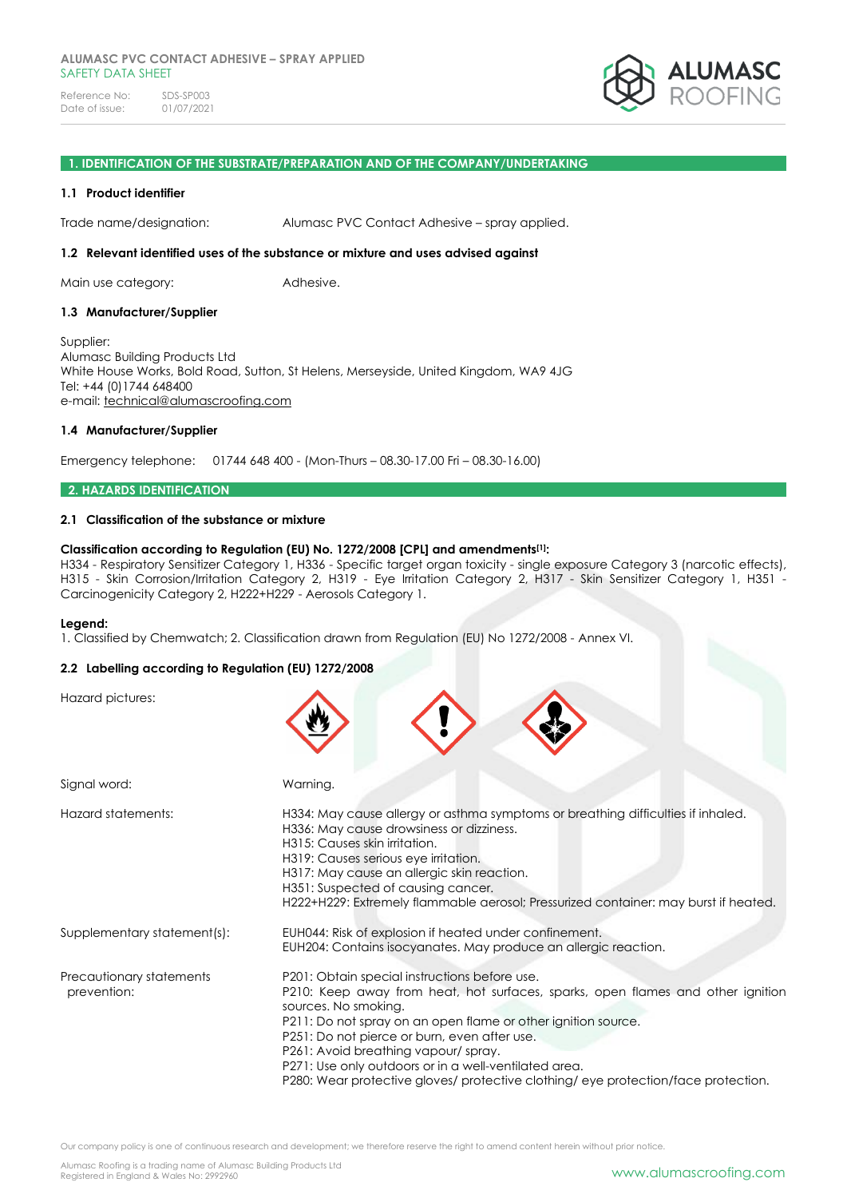ALUMASC PVC CONTACT ADHESIVE – SPRAY APPLIED
SAFETY DATA SHEET

Reference No: SDS-SP003
Date of issue: 01/07/2021

## 1. IDENTIFICATION OF THE SUBSTRATE/PREPARATION AND OF THE COMPANY/UNDERTAKING

### 1.1 Product identifier

Trade name/designation: Alumasc PVC Contact Adhesive – spray applied.

### 1.2 Relevant identified uses of the substance or mixture and uses advised against

Main use category: Adhesive.

### 1.3 Manufacturer/Supplier

Supplier:
Alumasc Building Products Ltd
White House Works, Bold Road, Sutton, St Helens, Merseyside, United Kingdom, WA9 4JG
Tel: +44 (0)1744 648400
e-mail: technical@alumascroofing.com

### 1.4 Manufacturer/Supplier

Emergency telephone: 01744 648 400 - (Mon-Thurs – 08.30-17.00 Fri – 08.30-16.00)

## 2. HAZARDS IDENTIFICATION

### 2.1 Classification of the substance or mixture

**Classification according to Regulation (EU) No. 1272/2008 [CPL] and amendments[1]:**
H334 - Respiratory Sensitizer Category 1, H336 - Specific target organ toxicity - single exposure Category 3 (narcotic effects), H315 - Skin Corrosion/Irritation Category 2, H319 - Eye Irritation Category 2, H317 - Skin Sensitizer Category 1, H351 - Carcinogenicity Category 2, H222+H229 - Aerosols Category 1.

**Legend:**
1. Classified by Chemwatch; 2. Classification drawn from Regulation (EU) No 1272/2008 - Annex VI.

### 2.2 Labelling according to Regulation (EU) 1272/2008

Hazard pictures:

Signal word: Warning.

Hazard statements:
H334: May cause allergy or asthma symptoms or breathing difficulties if inhaled.
H336: May cause drowsiness or dizziness.
H315: Causes skin irritation.
H319: Causes serious eye irritation.
H317: May cause an allergic skin reaction.
H351: Suspected of causing cancer.
H222+H229: Extremely flammable aerosol; Pressurized container: may burst if heated.

Supplementary statement(s):
EUH044: Risk of explosion if heated under confinement.
EUH204: Contains isocyanates. May produce an allergic reaction.

Precautionary statements prevention:
P201: Obtain special instructions before use.
P210: Keep away from heat, hot surfaces, sparks, open flames and other ignition sources. No smoking.
P211: Do not spray on an open flame or other ignition source.
P251: Do not pierce or burn, even after use.
P261: Avoid breathing vapour/ spray.
P271: Use only outdoors or in a well-ventilated area.
P280: Wear protective gloves/ protective clothing/ eye protection/face protection.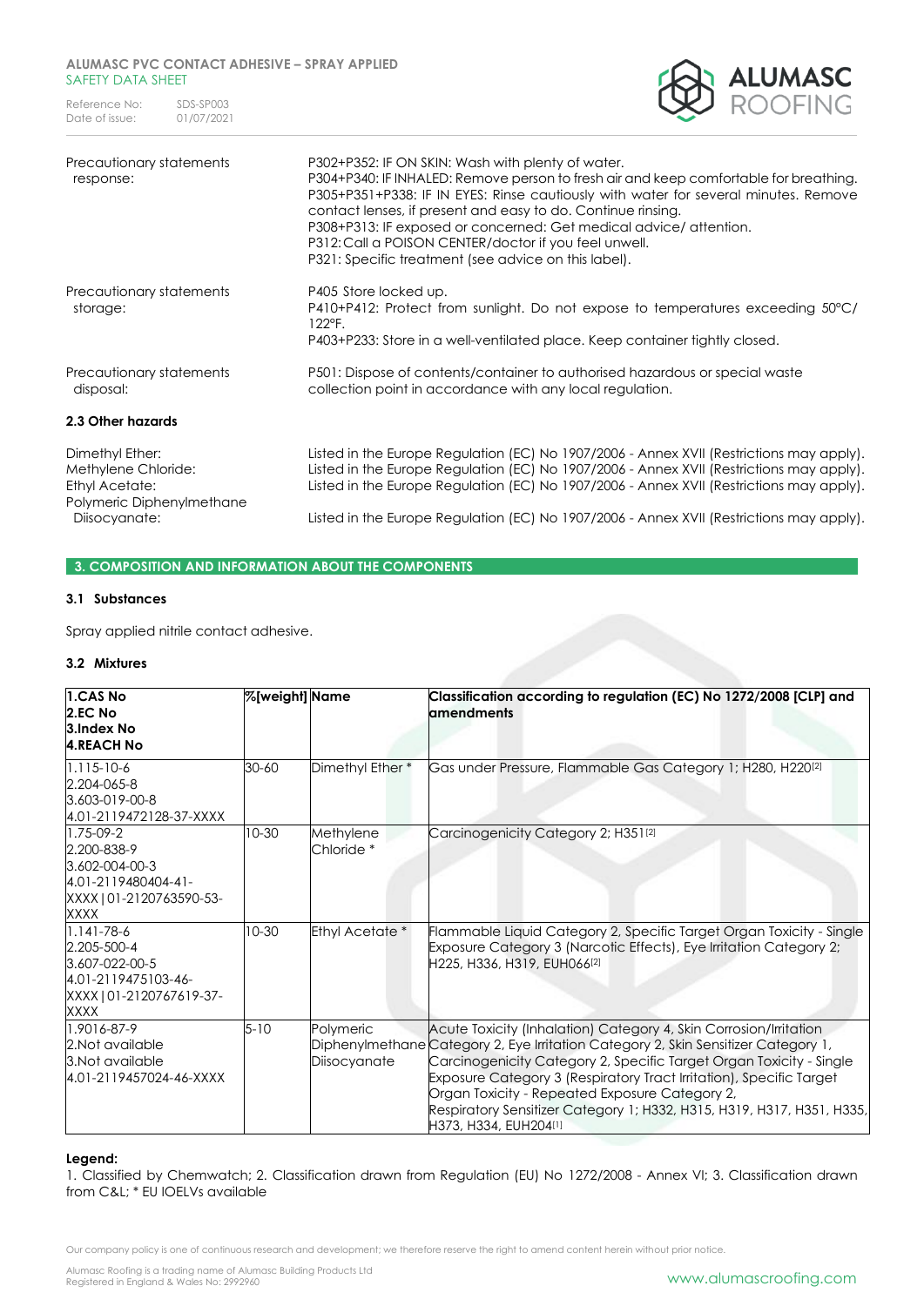| | |
|---|---|
| Precautionary statements response: | P302+P352: IF ON SKIN: Wash with plenty of water. P304+P340: IF INHALED: Remove person to fresh air and keep comfortable for breathing. P305+P351+P338: IF IN EYES: Rinse cautiously with water for several minutes. Remove contact lenses, if present and easy to do. Continue rinsing. P308+P313: IF exposed or concerned: Get medical advice/ attention. P312: Call a POISON CENTER/doctor if you feel unwell. P321: Specific treatment (see advice on this label). |
| Precautionary statements storage: | P405 Store locked up. P410+P412: Protect from sunlight. Do not expose to temperatures exceeding 50°C/ 122°F. P403+P233: Store in a well-ventilated place. Keep container tightly closed. |
| Precautionary statements disposal: | P501: Dispose of contents/container to authorised hazardous or special waste collection point in accordance with any local regulation. |

### 2.3 Other hazards

| | |
|---|---|
| Dimethyl Ether: | Listed in the Europe Regulation (EC) No 1907/2006 - Annex XVII (Restrictions may apply). |
| Methylene Chloride: | Listed in the Europe Regulation (EC) No 1907/2006 - Annex XVII (Restrictions may apply). |
| Ethyl Acetate: | Listed in the Europe Regulation (EC) No 1907/2006 - Annex XVII (Restrictions may apply). |
| Polymeric Diphenylmethane Diisocyanate: | Listed in the Europe Regulation (EC) No 1907/2006 - Annex XVII (Restrictions may apply). |

## 3. COMPOSITION AND INFORMATION ABOUT THE COMPONENTS

### 3.1 Substances

Spray applied nitrile contact adhesive.

### 3.2 Mixtures

| 1.CAS No 2.EC No 3.Index No 4.REACH No | %[weight] | Name | Classification according to regulation (EC) No 1272/2008 [CLP] and amendments |
|---|---|---|---|
| 1.115-10-6 2.204-065-8 3.603-019-00-8 4.01-2119472128-37-XXXX | 30-60 | Dimethyl Ether * | Gas under Pressure, Flammable Gas Category 1; H280, H220[2] |
| 1.75-09-2 2.200-838-9 3.602-004-00-3 4.01-2119480404-41-XXXX \| 01-2120763590-53-XXXX | 10-30 | Methylene Chloride * | Carcinogenicity Category 2; H351[2] |
| 1.141-78-6 2.205-500-4 3.607-022-00-5 4.01-2119475103-46-XXXX \| 01-2120767619-37-XXXX | 10-30 | Ethyl Acetate * | Flammable Liquid Category 2, Specific Target Organ Toxicity - Single Exposure Category 3 (Narcotic Effects), Eye Irritation Category 2; H225, H336, H319, EUH066[2] |
| 1.9016-87-9 2.Not available 3.Not available 4.01-2119457024-46-XXXX | 5-10 | Polymeric Diphenylmethane Diisocyanate | Acute Toxicity (Inhalation) Category 4, Skin Corrosion/Irritation Category 2, Eye Irritation Category 2, Skin Sensitizer Category 1, Carcinogenicity Category 2, Specific Target Organ Toxicity - Single Exposure Category 3 (Respiratory Tract Irritation), Specific Target Organ Toxicity - Repeated Exposure Category 2, Respiratory Sensitizer Category 1; H332, H315, H319, H317, H351, H335, H373, H334, EUH204[1] |

**Legend:**
1. Classified by Chemwatch; 2. Classification drawn from Regulation (EU) No 1272/2008 - Annex VI; 3. Classification drawn from C&L; * EU IOELVs available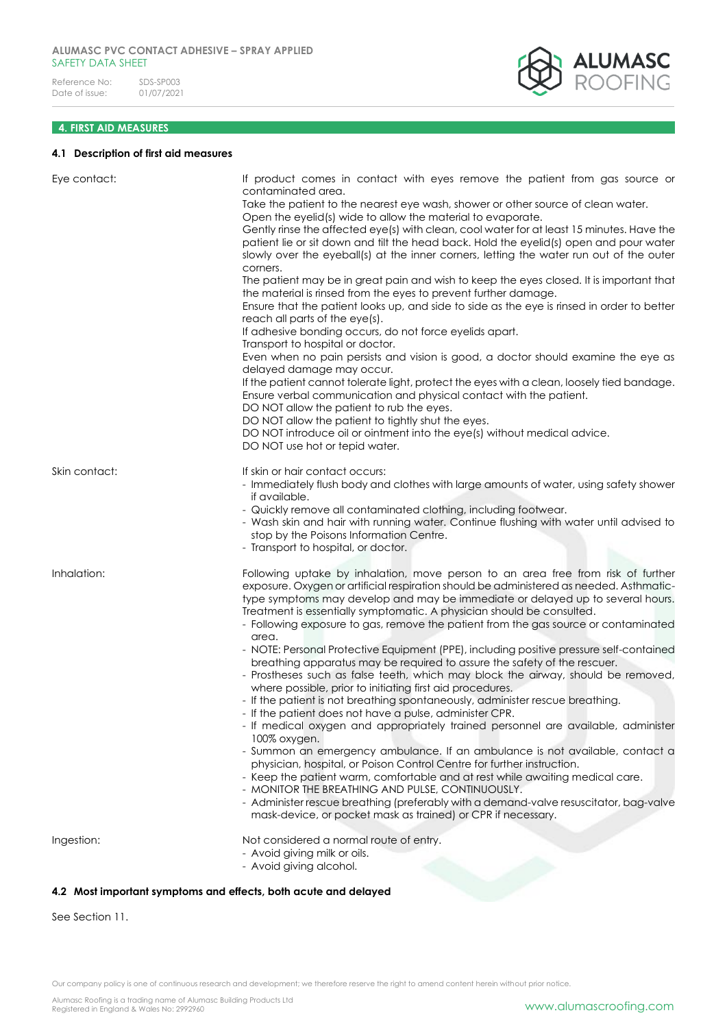## 4. FIRST AID MEASURES

### 4.1 Description of first aid measures

| | |
|---|---|
| Eye contact: | If product comes in contact with eyes remove the patient from gas source or contaminated area.<br>Take the patient to the nearest eye wash, shower or other source of clean water.<br>Open the eyelid(s) wide to allow the material to evaporate.<br>Gently rinse the affected eye(s) with clean, cool water for at least 15 minutes. Have the patient lie or sit down and tilt the head back. Hold the eyelid(s) open and pour water slowly over the eyeball(s) at the inner corners, letting the water run out of the outer corners.<br>The patient may be in great pain and wish to keep the eyes closed. It is important that the material is rinsed from the eyes to prevent further damage.<br>Ensure that the patient looks up, and side to side as the eye is rinsed in order to better reach all parts of the eye(s).<br>If adhesive bonding occurs, do not force eyelids apart.<br>Transport to hospital or doctor.<br>Even when no pain persists and vision is good, a doctor should examine the eye as delayed damage may occur.<br>If the patient cannot tolerate light, protect the eyes with a clean, loosely tied bandage.<br>Ensure verbal communication and physical contact with the patient.<br>DO NOT allow the patient to rub the eyes.<br>DO NOT allow the patient to tightly shut the eyes.<br>DO NOT introduce oil or ointment into the eye(s) without medical advice.<br>DO NOT use hot or tepid water. |
| Skin contact: | If skin or hair contact occurs:<br>- Immediately flush body and clothes with large amounts of water, using safety shower if available.<br>- Quickly remove all contaminated clothing, including footwear.<br>- Wash skin and hair with running water. Continue flushing with water until advised to stop by the Poisons Information Centre.<br>- Transport to hospital, or doctor. |
| Inhalation: | Following uptake by inhalation, move person to an area free from risk of further exposure. Oxygen or artificial respiration should be administered as needed. Asthmatic-type symptoms may develop and may be immediate or delayed up to several hours. Treatment is essentially symptomatic. A physician should be consulted.<br>- Following exposure to gas, remove the patient from the gas source or contaminated area.<br>- NOTE: Personal Protective Equipment (PPE), including positive pressure self-contained breathing apparatus may be required to assure the safety of the rescuer.<br>- Prostheses such as false teeth, which may block the airway, should be removed, where possible, prior to initiating first aid procedures.<br>- If the patient is not breathing spontaneously, administer rescue breathing.<br>- If the patient does not have a pulse, administer CPR.<br>- If medical oxygen and appropriately trained personnel are available, administer 100% oxygen.<br>- Summon an emergency ambulance. If an ambulance is not available, contact a physician, hospital, or Poison Control Centre for further instruction.<br>- Keep the patient warm, comfortable and at rest while awaiting medical care.<br>- MONITOR THE BREATHING AND PULSE, CONTINUOUSLY.<br>- Administer rescue breathing (preferably with a demand-valve resuscitator, bag-valve mask-device, or pocket mask as trained) or CPR if necessary. |
| Ingestion: | Not considered a normal route of entry.<br>- Avoid giving milk or oils.<br>- Avoid giving alcohol. |

### 4.2 Most important symptoms and effects, both acute and delayed

See Section 11.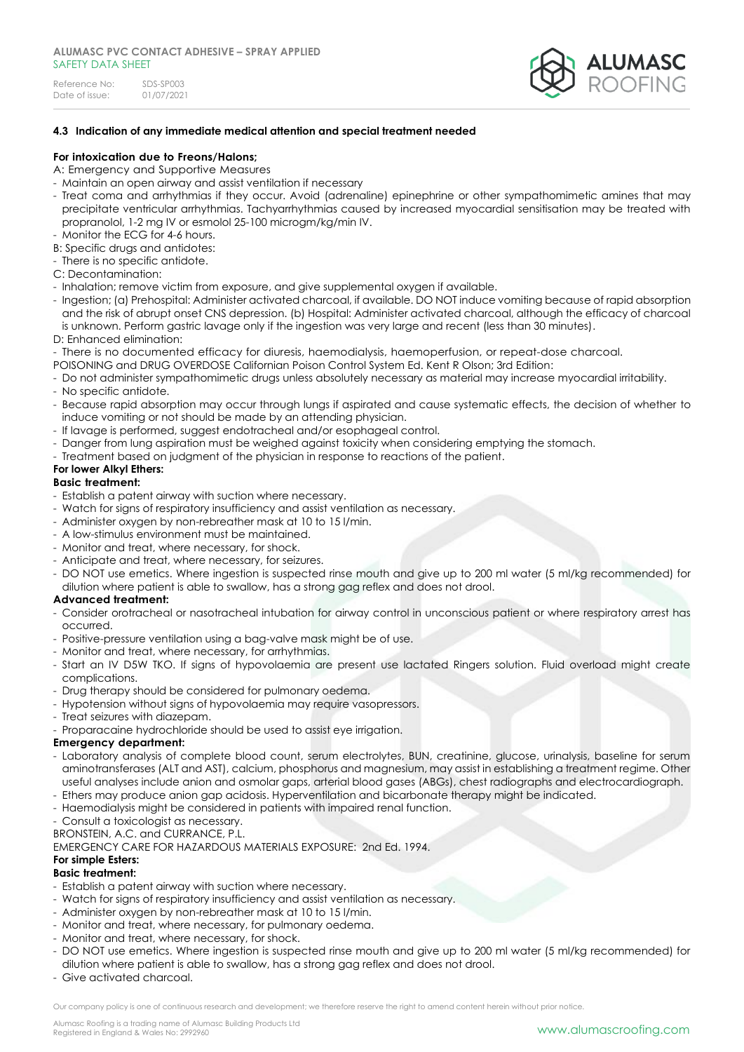#### 4.3 Indication of any immediate medical attention and special treatment needed

**For intoxication due to Freons/Halons;**

A: Emergency and Supportive Measures

- Maintain an open airway and assist ventilation if necessary
- Treat coma and arrhythmias if they occur. Avoid (adrenaline) epinephrine or other sympathomimetic amines that may precipitate ventricular arrhythmias. Tachyarrhythmias caused by increased myocardial sensitisation may be treated with propranolol, 1-2 mg IV or esmolol 25-100 microgm/kg/min IV.
- Monitor the ECG for 4-6 hours.

B: Specific drugs and antidotes:

- There is no specific antidote.

C: Decontamination:

- Inhalation; remove victim from exposure, and give supplemental oxygen if available.
- Ingestion; (a) Prehospital: Administer activated charcoal, if available. DO NOT induce vomiting because of rapid absorption and the risk of abrupt onset CNS depression. (b) Hospital: Administer activated charcoal, although the efficacy of charcoal is unknown. Perform gastric lavage only if the ingestion was very large and recent (less than 30 minutes).

D: Enhanced elimination:

- There is no documented efficacy for diuresis, haemodialysis, haemoperfusion, or repeat-dose charcoal.

POISONING and DRUG OVERDOSE Californian Poison Control System Ed. Kent R Olson; 3rd Edition:

- Do not administer sympathomimetic drugs unless absolutely necessary as material may increase myocardial irritability.
- No specific antidote.
- Because rapid absorption may occur through lungs if aspirated and cause systematic effects, the decision of whether to induce vomiting or not should be made by an attending physician.
- If lavage is performed, suggest endotracheal and/or esophageal control.
- Danger from lung aspiration must be weighed against toxicity when considering emptying the stomach.
- Treatment based on judgment of the physician in response to reactions of the patient.

**For lower Alkyl Ethers:**

**Basic treatment:**

- Establish a patent airway with suction where necessary.
- Watch for signs of respiratory insufficiency and assist ventilation as necessary.
- Administer oxygen by non-rebreather mask at 10 to 15 l/min.
- A low-stimulus environment must be maintained.
- Monitor and treat, where necessary, for shock.
- Anticipate and treat, where necessary, for seizures.
- DO NOT use emetics. Where ingestion is suspected rinse mouth and give up to 200 ml water (5 ml/kg recommended) for dilution where patient is able to swallow, has a strong gag reflex and does not drool.

**Advanced treatment:**

- Consider orotracheal or nasotracheal intubation for airway control in unconscious patient or where respiratory arrest has occurred.
- Positive-pressure ventilation using a bag-valve mask might be of use.
- Monitor and treat, where necessary, for arrhythmias.
- Start an IV D5W TKO. If signs of hypovolaemia are present use lactated Ringers solution. Fluid overload might create complications.
- Drug therapy should be considered for pulmonary oedema.
- Hypotension without signs of hypovolaemia may require vasopressors.
- Treat seizures with diazepam.
- Proparacaine hydrochloride should be used to assist eye irrigation.

**Emergency department:**

- Laboratory analysis of complete blood count, serum electrolytes, BUN, creatinine, glucose, urinalysis, baseline for serum aminotransferases (ALT and AST), calcium, phosphorus and magnesium, may assist in establishing a treatment regime. Other useful analyses include anion and osmolar gaps, arterial blood gases (ABGs), chest radiographs and electrocardiograph.
- Ethers may produce anion gap acidosis. Hyperventilation and bicarbonate therapy might be indicated.
- Haemodialysis might be considered in patients with impaired renal function.
- Consult a toxicologist as necessary.

BRONSTEIN, A.C. and CURRANCE, P.L.

EMERGENCY CARE FOR HAZARDOUS MATERIALS EXPOSURE: 2nd Ed. 1994.

**For simple Esters:**

**Basic treatment:**

- Establish a patent airway with suction where necessary.
- Watch for signs of respiratory insufficiency and assist ventilation as necessary.
- Administer oxygen by non-rebreather mask at 10 to 15 l/min.
- Monitor and treat, where necessary, for pulmonary oedema.
- Monitor and treat, where necessary, for shock.
- DO NOT use emetics. Where ingestion is suspected rinse mouth and give up to 200 ml water (5 ml/kg recommended) for dilution where patient is able to swallow, has a strong gag reflex and does not drool.
- Give activated charcoal.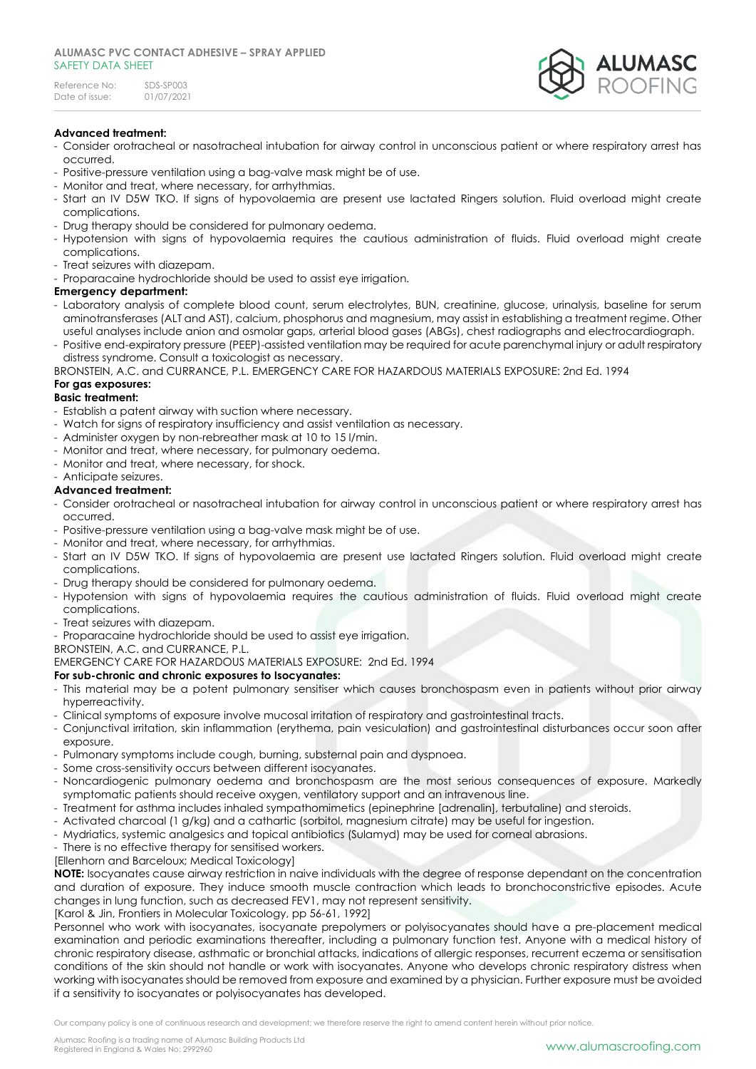**Advanced treatment:**

- Consider orotracheal or nasotracheal intubation for airway control in unconscious patient or where respiratory arrest has occurred.
- Positive-pressure ventilation using a bag-valve mask might be of use.
- Monitor and treat, where necessary, for arrhythmias.
- Start an IV D5W TKO. If signs of hypovolaemia are present use lactated Ringers solution. Fluid overload might create complications.
- Drug therapy should be considered for pulmonary oedema.
- Hypotension with signs of hypovolaemia requires the cautious administration of fluids. Fluid overload might create complications.
- Treat seizures with diazepam.
- Proparacaine hydrochloride should be used to assist eye irrigation.

**Emergency department:**

- Laboratory analysis of complete blood count, serum electrolytes, BUN, creatinine, glucose, urinalysis, baseline for serum aminotransferases (ALT and AST), calcium, phosphorus and magnesium, may assist in establishing a treatment regime. Other useful analyses include anion and osmolar gaps, arterial blood gases (ABGs), chest radiographs and electrocardiograph.
- Positive end-expiratory pressure (PEEP)-assisted ventilation may be required for acute parenchymal injury or adult respiratory distress syndrome. Consult a toxicologist as necessary.

BRONSTEIN, A.C. and CURRANCE, P.L. EMERGENCY CARE FOR HAZARDOUS MATERIALS EXPOSURE: 2nd Ed. 1994

**For gas exposures:**

**Basic treatment:**

- Establish a patent airway with suction where necessary.
- Watch for signs of respiratory insufficiency and assist ventilation as necessary.
- Administer oxygen by non-rebreather mask at 10 to 15 l/min.
- Monitor and treat, where necessary, for pulmonary oedema.
- Monitor and treat, where necessary, for shock.
- Anticipate seizures.

**Advanced treatment:**

- Consider orotracheal or nasotracheal intubation for airway control in unconscious patient or where respiratory arrest has occurred.
- Positive-pressure ventilation using a bag-valve mask might be of use.
- Monitor and treat, where necessary, for arrhythmias.
- Start an IV D5W TKO. If signs of hypovolaemia are present use lactated Ringers solution. Fluid overload might create complications.
- Drug therapy should be considered for pulmonary oedema.
- Hypotension with signs of hypovolaemia requires the cautious administration of fluids. Fluid overload might create complications.
- Treat seizures with diazepam.
- Proparacaine hydrochloride should be used to assist eye irrigation.

BRONSTEIN, A.C. and CURRANCE, P.L.
EMERGENCY CARE FOR HAZARDOUS MATERIALS EXPOSURE: 2nd Ed. 1994

**For sub-chronic and chronic exposures to Isocyanates:**

- This material may be a potent pulmonary sensitiser which causes bronchospasm even in patients without prior airway hyperreactivity.
- Clinical symptoms of exposure involve mucosal irritation of respiratory and gastrointestinal tracts.
- Conjunctival irritation, skin inflammation (erythema, pain vesiculation) and gastrointestinal disturbances occur soon after exposure.
- Pulmonary symptoms include cough, burning, substernal pain and dyspnoea.
- Some cross-sensitivity occurs between different isocyanates.
- Noncardiogenic pulmonary oedema and bronchospasm are the most serious consequences of exposure. Markedly symptomatic patients should receive oxygen, ventilatory support and an intravenous line.
- Treatment for asthma includes inhaled sympathomimetics (epinephrine [adrenalin], terbutaline) and steroids.
- Activated charcoal (1 g/kg) and a cathartic (sorbitol, magnesium citrate) may be useful for ingestion.
- Mydriatics, systemic analgesics and topical antibiotics (Sulamyd) may be used for corneal abrasions.
- There is no effective therapy for sensitised workers.

[Ellenhorn and Barceloux; Medical Toxicology]

**NOTE:** Isocyanates cause airway restriction in naive individuals with the degree of response dependant on the concentration and duration of exposure. They induce smooth muscle contraction which leads to bronchoconstrictive episodes. Acute changes in lung function, such as decreased FEV1, may not represent sensitivity.

[Karol & Jin, Frontiers in Molecular Toxicology, pp 56-61, 1992]

Personnel who work with isocyanates, isocyanate prepolymers or polyisocyanates should have a pre-placement medical examination and periodic examinations thereafter, including a pulmonary function test. Anyone with a medical history of chronic respiratory disease, asthmatic or bronchial attacks, indications of allergic responses, recurrent eczema or sensitisation conditions of the skin should not handle or work with isocyanates. Anyone who develops chronic respiratory distress when working with isocyanates should be removed from exposure and examined by a physician. Further exposure must be avoided if a sensitivity to isocyanates or polyisocyanates has developed.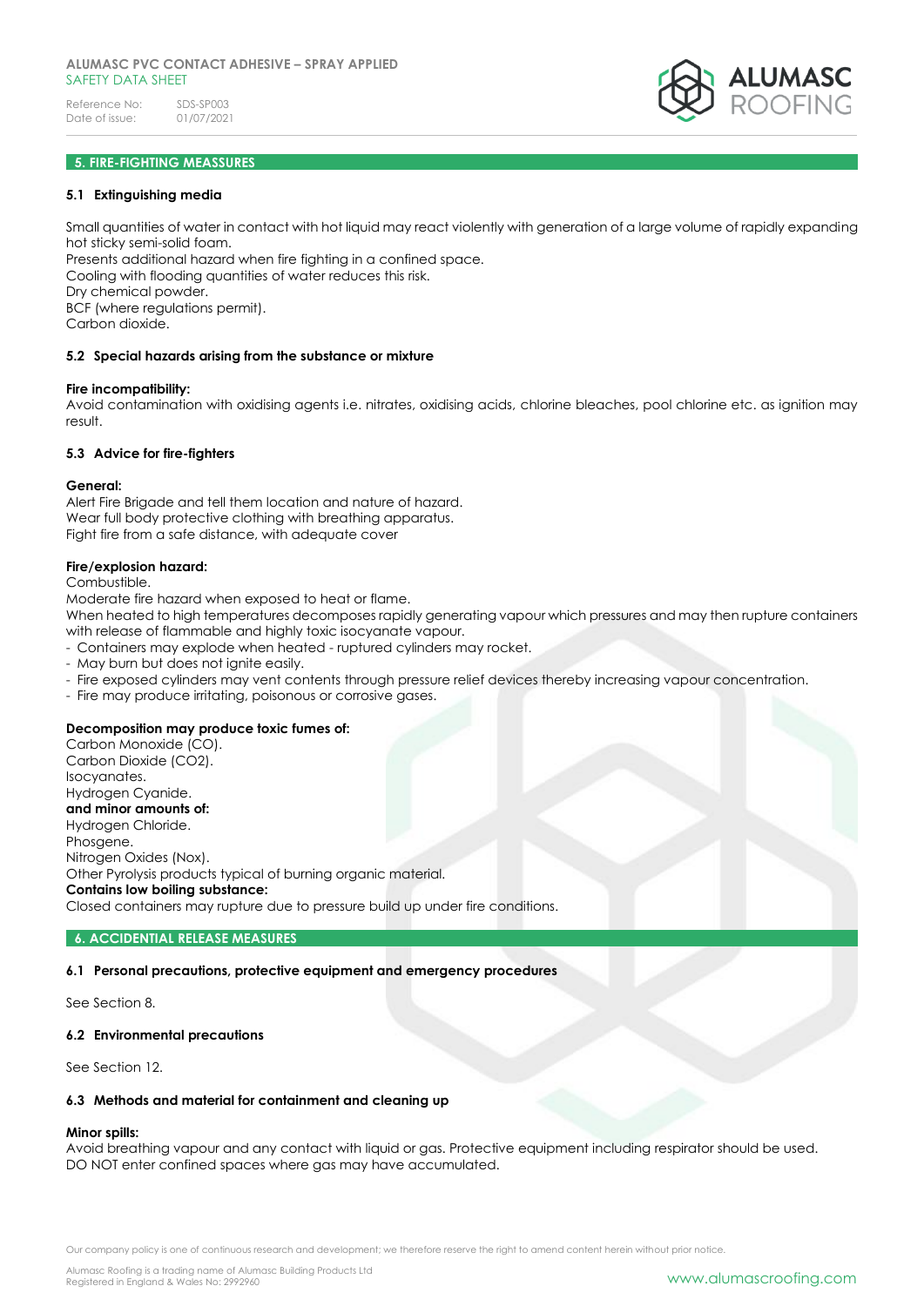## 5. FIRE-FIGHTING MEASSURES

### 5.1 Extinguishing media

Small quantities of water in contact with hot liquid may react violently with generation of a large volume of rapidly expanding hot sticky semi-solid foam.
Presents additional hazard when fire fighting in a confined space.
Cooling with flooding quantities of water reduces this risk.
Dry chemical powder.
BCF (where regulations permit).
Carbon dioxide.

### 5.2 Special hazards arising from the substance or mixture

**Fire incompatibility:**
Avoid contamination with oxidising agents i.e. nitrates, oxidising acids, chlorine bleaches, pool chlorine etc. as ignition may result.

### 5.3 Advice for fire-fighters

**General:**
Alert Fire Brigade and tell them location and nature of hazard.
Wear full body protective clothing with breathing apparatus.
Fight fire from a safe distance, with adequate cover

**Fire/explosion hazard:**
Combustible.
Moderate fire hazard when exposed to heat or flame.
When heated to high temperatures decomposes rapidly generating vapour which pressures and may then rupture containers with release of flammable and highly toxic isocyanate vapour.

- Containers may explode when heated - ruptured cylinders may rocket.
- May burn but does not ignite easily.
- Fire exposed cylinders may vent contents through pressure relief devices thereby increasing vapour concentration.
- Fire may produce irritating, poisonous or corrosive gases.

**Decomposition may produce toxic fumes of:**
Carbon Monoxide (CO).
Carbon Dioxide ($CO_2$).
Isocyanates.
Hydrogen Cyanide.
**and minor amounts of:**
Hydrogen Chloride.
Phosgene.
Nitrogen Oxides (Nox).
Other Pyrolysis products typical of burning organic material.
**Contains low boiling substance:**
Closed containers may rupture due to pressure build up under fire conditions.

## 6. ACCIDENTIAL RELEASE MEASURES

### 6.1 Personal precautions, protective equipment and emergency procedures

See Section 8.

### 6.2 Environmental precautions

See Section 12.

### 6.3 Methods and material for containment and cleaning up

**Minor spills:**
Avoid breathing vapour and any contact with liquid or gas. Protective equipment including respirator should be used.
DO NOT enter confined spaces where gas may have accumulated.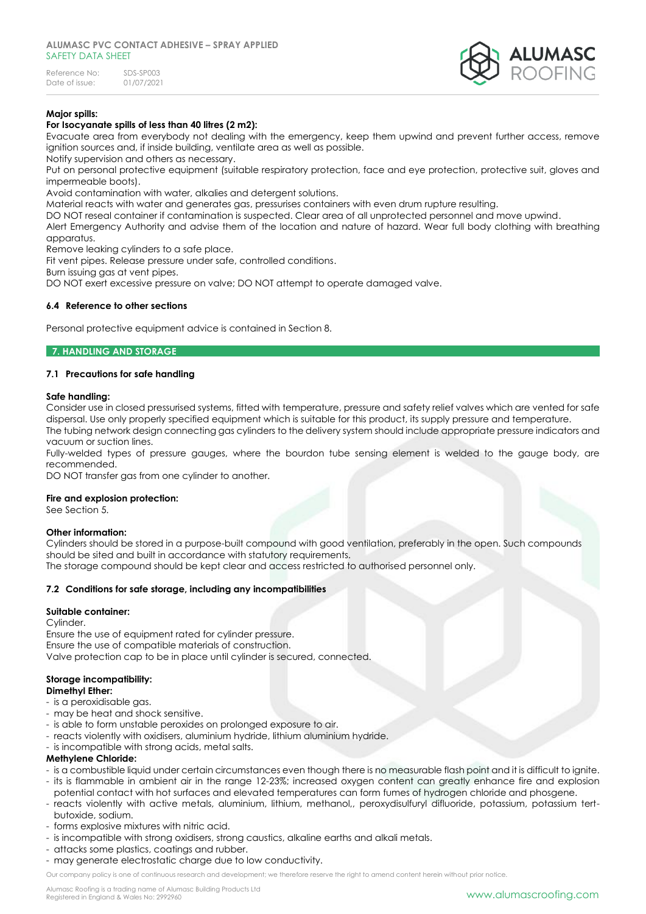**Major spills:**

**For Isocyanate spills of less than 40 litres (2 m2):**

Evacuate area from everybody not dealing with the emergency, keep them upwind and prevent further access, remove ignition sources and, if inside building, ventilate area as well as possible.

Notify supervision and others as necessary.

Put on personal protective equipment (suitable respiratory protection, face and eye protection, protective suit, gloves and impermeable boots).

Avoid contamination with water, alkalies and detergent solutions.

Material reacts with water and generates gas, pressurises containers with even drum rupture resulting.

DO NOT reseal container if contamination is suspected. Clear area of all unprotected personnel and move upwind.

Alert Emergency Authority and advise them of the location and nature of hazard. Wear full body clothing with breathing apparatus.

Remove leaking cylinders to a safe place.

Fit vent pipes. Release pressure under safe, controlled conditions.

Burn issuing gas at vent pipes.

DO NOT exert excessive pressure on valve; DO NOT attempt to operate damaged valve.

### 6.4 Reference to other sections

Personal protective equipment advice is contained in Section 8.

## 7. HANDLING AND STORAGE

### 7.1 Precautions for safe handling

**Safe handling:**

Consider use in closed pressurised systems, fitted with temperature, pressure and safety relief valves which are vented for safe dispersal. Use only properly specified equipment which is suitable for this product, its supply pressure and temperature.

The tubing network design connecting gas cylinders to the delivery system should include appropriate pressure indicators and vacuum or suction lines.

Fully-welded types of pressure gauges, where the bourdon tube sensing element is welded to the gauge body, are recommended.

DO NOT transfer gas from one cylinder to another.

**Fire and explosion protection:**

See Section 5.

**Other information:**

Cylinders should be stored in a purpose-built compound with good ventilation, preferably in the open. Such compounds should be sited and built in accordance with statutory requirements.

The storage compound should be kept clear and access restricted to authorised personnel only.

### 7.2 Conditions for safe storage, including any incompatibilities

**Suitable container:**

Cylinder.

Ensure the use of equipment rated for cylinder pressure.

Ensure the use of compatible materials of construction.

Valve protection cap to be in place until cylinder is secured, connected.

**Storage incompatibility:**

**Dimethyl Ether:**

- is a peroxidisable gas.
- may be heat and shock sensitive.
- is able to form unstable peroxides on prolonged exposure to air.
- reacts violently with oxidisers, aluminium hydride, lithium aluminium hydride.
- is incompatible with strong acids, metal salts.

**Methylene Chloride:**

- is a combustible liquid under certain circumstances even though there is no measurable flash point and it is difficult to ignite.
- its is flammable in ambient air in the range 12-23%; increased oxygen content can greatly enhance fire and explosion potential contact with hot surfaces and elevated temperatures can form fumes of hydrogen chloride and phosgene.
- reacts violently with active metals, aluminium, lithium, methanol,, peroxydisulfuryl difluoride, potassium, potassium tert-butoxide, sodium.
- forms explosive mixtures with nitric acid.
- is incompatible with strong oxidisers, strong caustics, alkaline earths and alkali metals.
- attacks some plastics, coatings and rubber.
- may generate electrostatic charge due to low conductivity.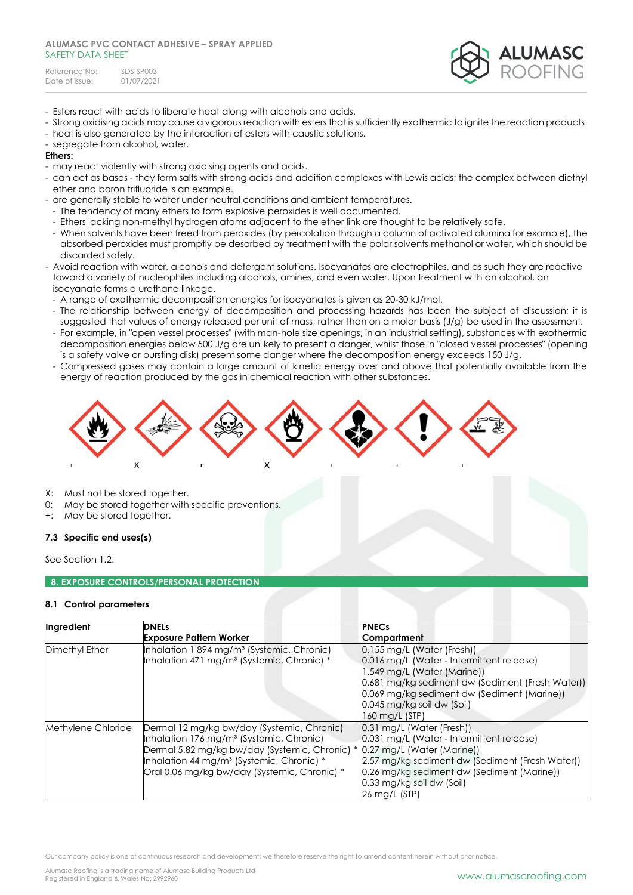- Esters react with acids to liberate heat along with alcohols and acids.
- Strong oxidising acids may cause a vigorous reaction with esters that is sufficiently exothermic to ignite the reaction products.
- heat is also generated by the interaction of esters with caustic solutions.
- segregate from alcohol, water.

**Ethers:**

- may react violently with strong oxidising agents and acids.
- can act as bases - they form salts with strong acids and addition complexes with Lewis acids; the complex between diethyl ether and boron trifluoride is an example.
- are generally stable to water under neutral conditions and ambient temperatures.
  - The tendency of many ethers to form explosive peroxides is well documented.
  - Ethers lacking non-methyl hydrogen atoms adjacent to the ether link are thought to be relatively safe.
  - When solvents have been freed from peroxides (by percolation through a column of activated alumina for example), the absorbed peroxides must promptly be desorbed by treatment with the polar solvents methanol or water, which should be discarded safely.
- Avoid reaction with water, alcohols and detergent solutions. Isocyanates are electrophiles, and as such they are reactive toward a variety of nucleophiles including alcohols, amines, and even water. Upon treatment with an alcohol, an isocyanate forms a urethane linkage.
  - A range of exothermic decomposition energies for isocyanates is given as 20-30 kJ/mol.
  - The relationship between energy of decomposition and processing hazards has been the subject of discussion; it is suggested that values of energy released per unit of mass, rather than on a molar basis (J/g) be used in the assessment.
  - For example, in "open vessel processes" (with man-hole size openings, in an industrial setting), substances with exothermic decomposition energies below 500 J/g are unlikely to present a danger, whilst those in "closed vessel processes" (opening is a safety valve or bursting disk) present some danger where the decomposition energy exceeds 150 J/g.
  - Compressed gases may contain a large amount of kinetic energy over and above that potentially available from the energy of reaction produced by the gas in chemical reaction with other substances.

+ X + X + + +

X: Must not be stored together.
0: May be stored together with specific preventions.
+: May be stored together.

### 7.3 Specific end uses(s)

See Section 1.2.

## 8. EXPOSURE CONTROLS/PERSONAL PROTECTION

### 8.1 Control parameters

| Ingredient | DNELs<br>Exposure Pattern Worker | PNECs<br>Compartment |
|---|---|---|
| Dimethyl Ether | Inhalation 1 894 mg/m³ (Systemic, Chronic)<br>Inhalation 471 mg/m³ (Systemic, Chronic) * | 0.155 mg/L (Water (Fresh))<br>0.016 mg/L (Water - Intermittent release)<br>1.549 mg/L (Water (Marine))<br>0.681 mg/kg sediment dw (Sediment (Fresh Water))<br>0.069 mg/kg sediment dw (Sediment (Marine))<br>0.045 mg/kg soil dw (Soil)<br>160 mg/L (STP) |
| Methylene Chloride | Dermal 12 mg/kg bw/day (Systemic, Chronic)<br>Inhalation 176 mg/m³ (Systemic, Chronic)<br>Dermal 5.82 mg/kg bw/day (Systemic, Chronic) *<br>Inhalation 44 mg/m³ (Systemic, Chronic) *<br>Oral 0.06 mg/kg bw/day (Systemic, Chronic) * | 0.31 mg/L (Water (Fresh))<br>0.031 mg/L (Water - Intermittent release)<br>0.27 mg/L (Water (Marine))<br>2.57 mg/kg sediment dw (Sediment (Fresh Water))<br>0.26 mg/kg sediment dw (Sediment (Marine))<br>0.33 mg/kg soil dw (Soil)<br>26 mg/L (STP) |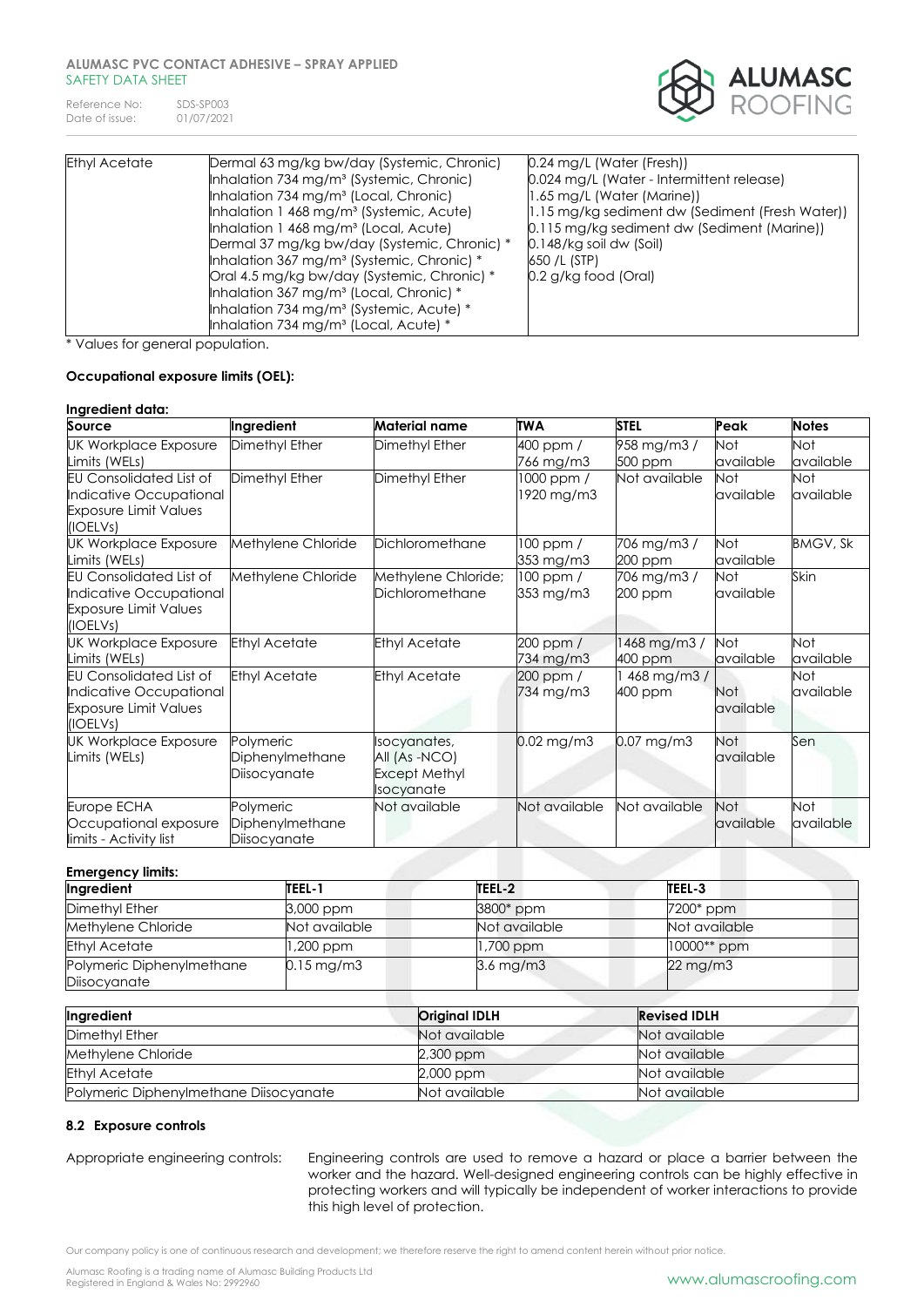| Ethyl Acetate | Dermal 63 mg/kg bw/day (Systemic, Chronic)<br>Inhalation 734 mg/m³ (Systemic, Chronic)<br>Inhalation 734 mg/m³ (Local, Chronic)<br>Inhalation 1 468 mg/m³ (Systemic, Acute)<br>Inhalation 1 468 mg/m³ (Local, Acute)<br>Dermal 37 mg/kg bw/day (Systemic, Chronic) *<br>Inhalation 367 mg/m³ (Systemic, Chronic) *<br>Oral 4.5 mg/kg bw/day (Systemic, Chronic) *<br>Inhalation 367 mg/m³ (Local, Chronic) *<br>Inhalation 734 mg/m³ (Systemic, Acute) *<br>Inhalation 734 mg/m³ (Local, Acute) * | 0.24 mg/L (Water (Fresh))<br>0.024 mg/L (Water - Intermittent release)<br>1.65 mg/L (Water (Marine))<br>1.15 mg/kg sediment dw (Sediment (Fresh Water))<br>0.115 mg/kg sediment dw (Sediment (Marine))<br>0.148/kg soil dw (Soil)<br>650 /L (STP)<br>0.2 g/kg food (Oral) |
|---|---|---|

* Values for general population.

**Occupational exposure limits (OEL):**

**Ingredient data:**

| Source | Ingredient | Material name | TWA | STEL | Peak | Notes |
|---|---|---|---|---|---|---|
| UK Workplace Exposure Limits (WELs) | Dimethyl Ether | Dimethyl Ether | 400 ppm / 766 mg/m3 | 958 mg/m3 / 500 ppm | Not available | Not available |
| EU Consolidated List of Indicative Occupational Exposure Limit Values (IOELVs) | Dimethyl Ether | Dimethyl Ether | 1000 ppm / 1920 mg/m3 | Not available | Not available | Not available |
| UK Workplace Exposure Limits (WELs) | Methylene Chloride | Dichloromethane | 100 ppm / 353 mg/m3 | 706 mg/m3 / 200 ppm | Not available | BMGV, Sk |
| EU Consolidated List of Indicative Occupational Exposure Limit Values (IOELVs) | Methylene Chloride | Methylene Chloride; Dichloromethane | 100 ppm / 353 mg/m3 | 706 mg/m3 / 200 ppm | Not available | Skin |
| UK Workplace Exposure Limits (WELs) | Ethyl Acetate | Ethyl Acetate | 200 ppm / 734 mg/m3 | 1468 mg/m3 / 400 ppm | Not available | Not available |
| EU Consolidated List of Indicative Occupational Exposure Limit Values (IOELVs) | Ethyl Acetate | Ethyl Acetate | 200 ppm / 734 mg/m3 | 1 468 mg/m3 / 400 ppm | Not available | Not available |
| UK Workplace Exposure Limits (WELs) | Polymeric Diphenylmethane Diisocyanate | Isocyanates, All (As -NCO) Except Methyl Isocyanate | 0.02 mg/m3 | 0.07 mg/m3 | Not available | Sen |
| Europe ECHA Occupational exposure limits - Activity list | Polymeric Diphenylmethane Diisocyanate | Not available | Not available | Not available | Not available | Not available |

**Emergency limits:**

| Ingredient | TEEL-1 | TEEL-2 | TEEL-3 |
|---|---|---|---|
| Dimethyl Ether | 3,000 ppm | 3800* ppm | 7200* ppm |
| Methylene Chloride | Not available | Not available | Not available |
| Ethyl Acetate | 1,200 ppm | 1,700 ppm | 10000** ppm |
| Polymeric Diphenylmethane Diisocyanate | 0.15 mg/m3 | 3.6 mg/m3 | 22 mg/m3 |

| Ingredient | Original IDLH | Revised IDLH |
|---|---|---|
| Dimethyl Ether | Not available | Not available |
| Methylene Chloride | 2,300 ppm | Not available |
| Ethyl Acetate | 2,000 ppm | Not available |
| Polymeric Diphenylmethane Diisocyanate | Not available | Not available |

### 8.2 Exposure controls

Appropriate engineering controls: Engineering controls are used to remove a hazard or place a barrier between the worker and the hazard. Well-designed engineering controls can be highly effective in protecting workers and will typically be independent of worker interactions to provide this high level of protection.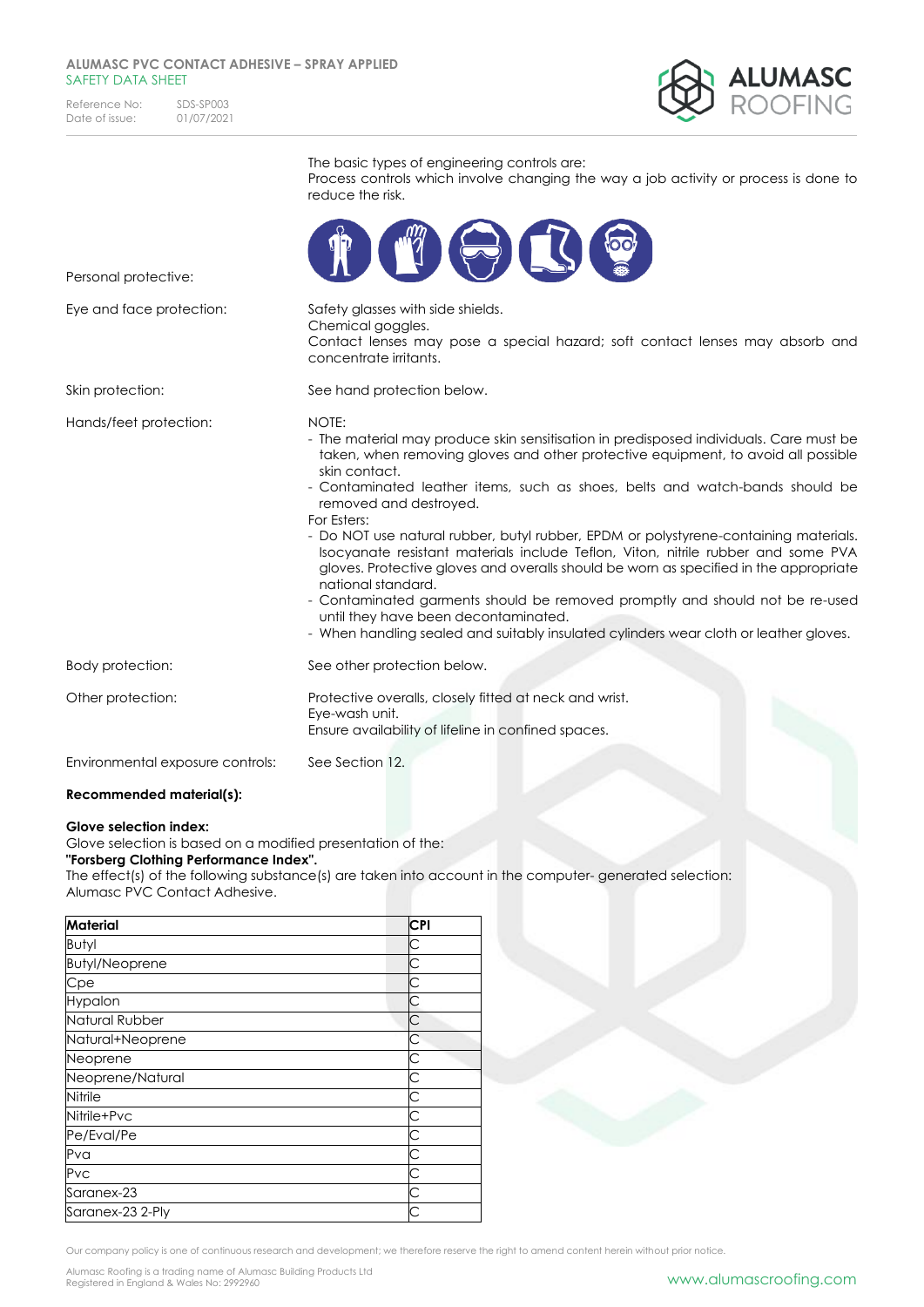The basic types of engineering controls are:
Process controls which involve changing the way a job activity or process is done to reduce the risk.

Personal protective:

Eye and face protection: Safety glasses with side shields.
Chemical goggles.
Contact lenses may pose a special hazard; soft contact lenses may absorb and concentrate irritants.

Skin protection: See hand protection below.

Hands/feet protection: NOTE:
- The material may produce skin sensitisation in predisposed individuals. Care must be taken, when removing gloves and other protective equipment, to avoid all possible skin contact.
- Contaminated leather items, such as shoes, belts and watch-bands should be removed and destroyed.

For Esters:
- Do NOT use natural rubber, butyl rubber, EPDM or polystyrene-containing materials. Isocyanate resistant materials include Teflon, Viton, nitrile rubber and some PVA gloves. Protective gloves and overalls should be worn as specified in the appropriate national standard.
- Contaminated garments should be removed promptly and should not be re-used until they have been decontaminated.
- When handling sealed and suitably insulated cylinders wear cloth or leather gloves.

Body protection: See other protection below.

Other protection: Protective overalls, closely fitted at neck and wrist.
Eye-wash unit.
Ensure availability of lifeline in confined spaces.

Environmental exposure controls: See Section 12.

**Recommended material(s):**

**Glove selection index:**
Glove selection is based on a modified presentation of the:
**"Forsberg Clothing Performance Index".**
The effect(s) of the following substance(s) are taken into account in the computer- generated selection:
Alumasc PVC Contact Adhesive.

| Material | CPI |
|---|---|
| Butyl | C |
| Butyl/Neoprene | C |
| Cpe | C |
| Hypalon | C |
| Natural Rubber | C |
| Natural+Neoprene | C |
| Neoprene | C |
| Neoprene/Natural | C |
| Nitrile | C |
| Nitrile+Pvc | C |
| Pe/Eval/Pe | C |
| Pva | C |
| Pvc | C |
| Saranex-23 | C |
| Saranex-23 2-Ply | C |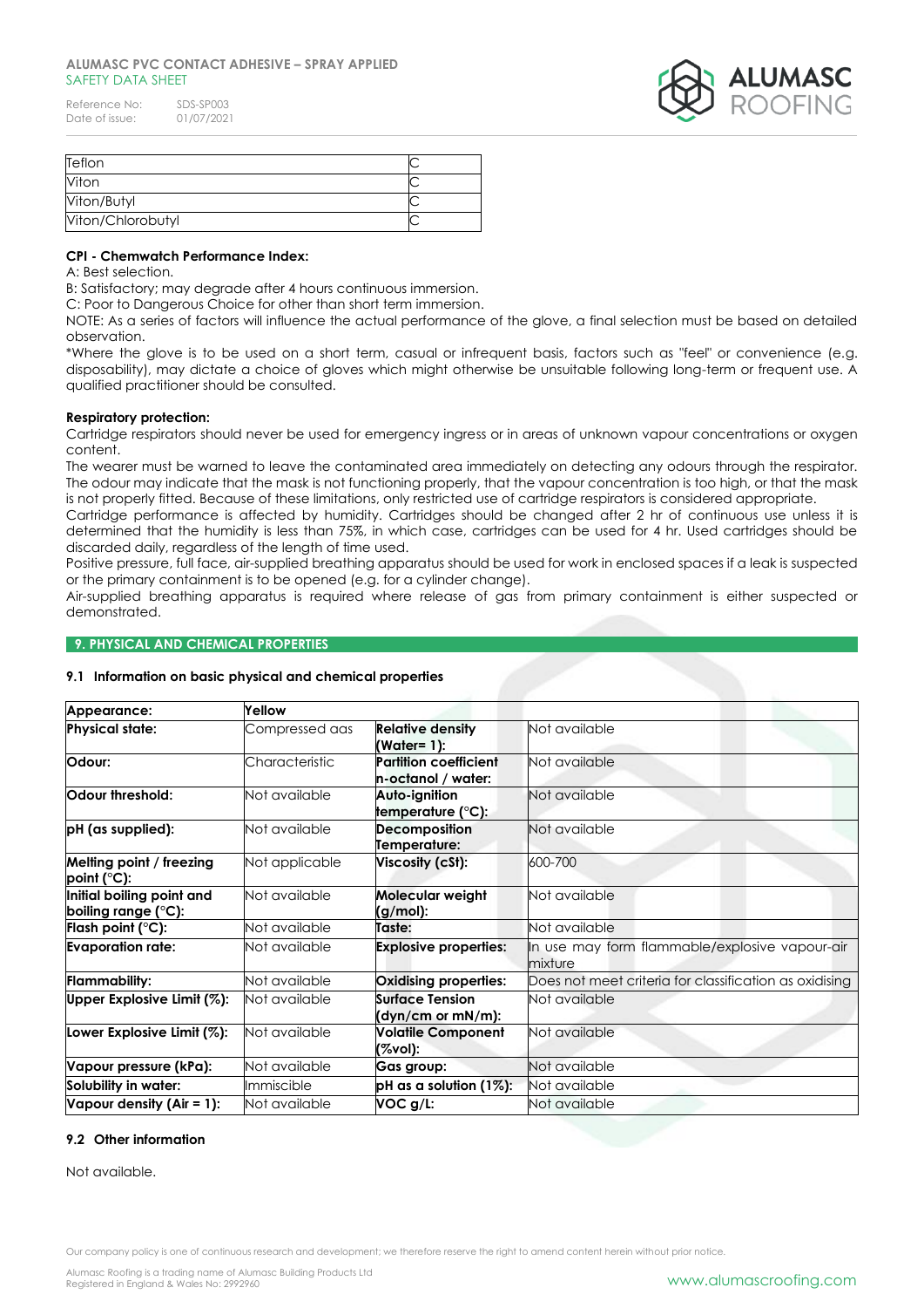| Teflon | C |
| --- | --- |
| Viton | C |
| Viton/Butyl | C |
| Viton/Chlorobutyl | C |

**CPI - Chemwatch Performance Index:**

A: Best selection.

B: Satisfactory; may degrade after 4 hours continuous immersion.

C: Poor to Dangerous Choice for other than short term immersion.

NOTE: As a series of factors will influence the actual performance of the glove, a final selection must be based on detailed observation.

*Where the glove is to be used on a short term, casual or infrequent basis, factors such as "feel" or convenience (e.g. disposability), may dictate a choice of gloves which might otherwise be unsuitable following long-term or frequent use. A qualified practitioner should be consulted.

**Respiratory protection:**

Cartridge respirators should never be used for emergency ingress or in areas of unknown vapour concentrations or oxygen content.

The wearer must be warned to leave the contaminated area immediately on detecting any odours through the respirator. The odour may indicate that the mask is not functioning properly, that the vapour concentration is too high, or that the mask is not properly fitted. Because of these limitations, only restricted use of cartridge respirators is considered appropriate.

Cartridge performance is affected by humidity. Cartridges should be changed after 2 hr of continuous use unless it is determined that the humidity is less than 75%, in which case, cartridges can be used for 4 hr. Used cartridges should be discarded daily, regardless of the length of time used.

Positive pressure, full face, air-supplied breathing apparatus should be used for work in enclosed spaces if a leak is suspected or the primary containment is to be opened (e.g. for a cylinder change).

Air-supplied breathing apparatus is required where release of gas from primary containment is either suspected or demonstrated.

## 9. PHYSICAL AND CHEMICAL PROPERTIES

### 9.1 Information on basic physical and chemical properties

| **Appearance:** | Yellow | | |
| --- | --- | --- | --- |
| **Physical state:** | Compressed gas | **Relative density (Water= 1):** | Not available |
| **Odour:** | Characteristic | **Partition coefficient n-octanol / water:** | Not available |
| **Odour threshold:** | Not available | **Auto-ignition temperature (°C):** | Not available |
| **pH (as supplied):** | Not available | **Decomposition Temperature:** | Not available |
| **Melting point / freezing point (°C):** | Not applicable | **Viscosity (cSt):** | 600-700 |
| **Initial boiling point and boiling range (°C):** | Not available | **Molecular weight (g/mol):** | Not available |
| **Flash point (°C):** | Not available | **Taste:** | Not available |
| **Evaporation rate:** | Not available | **Explosive properties:** | In use may form flammable/explosive vapour-air mixture |
| **Flammability:** | Not available | **Oxidising properties:** | Does not meet criteria for classification as oxidising |
| **Upper Explosive Limit (%):** | Not available | **Surface Tension (dyn/cm or mN/m):** | Not available |
| **Lower Explosive Limit (%):** | Not available | **Volatile Component (%vol):** | Not available |
| **Vapour pressure (kPa):** | Not available | **Gas group:** | Not available |
| **Solubility in water:** | Immiscible | **pH as a solution (1%):** | Not available |
| **Vapour density (Air = 1):** | Not available | **VOC g/L:** | Not available |

### 9.2 Other information

Not available.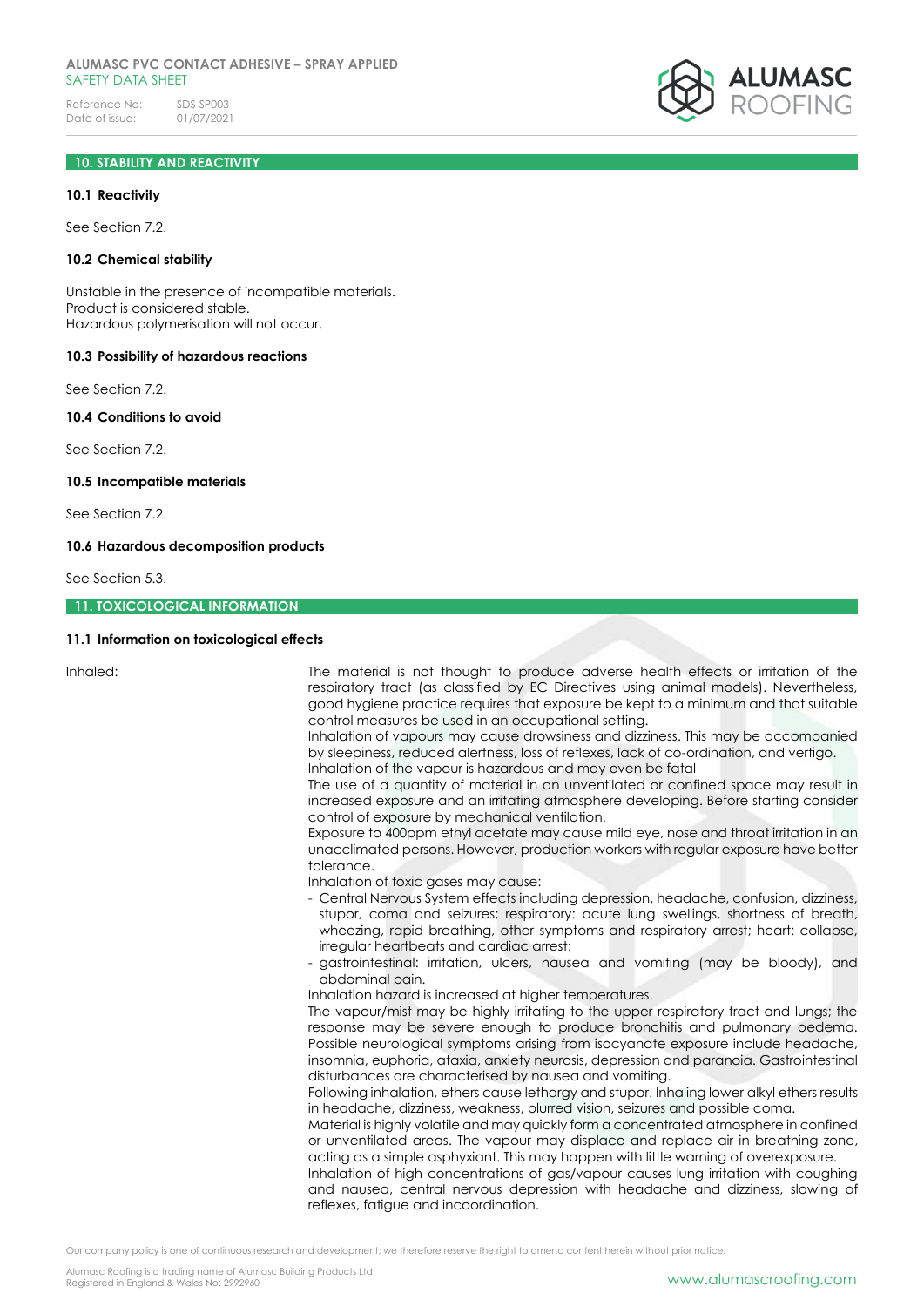## 10. STABILITY AND REACTIVITY

### 10.1 Reactivity

See Section 7.2.

### 10.2 Chemical stability

Unstable in the presence of incompatible materials.
Product is considered stable.
Hazardous polymerisation will not occur.

### 10.3 Possibility of hazardous reactions

See Section 7.2.

### 10.4 Conditions to avoid

See Section 7.2.

### 10.5 Incompatible materials

See Section 7.2.

### 10.6 Hazardous decomposition products

See Section 5.3.

## 11. TOXICOLOGICAL INFORMATION

### 11.1 Information on toxicological effects

**Inhaled:**

The material is not thought to produce adverse health effects or irritation of the respiratory tract (as classified by EC Directives using animal models). Nevertheless, good hygiene practice requires that exposure be kept to a minimum and that suitable control measures be used in an occupational setting.
Inhalation of vapours may cause drowsiness and dizziness. This may be accompanied by sleepiness, reduced alertness, loss of reflexes, lack of co-ordination, and vertigo.
Inhalation of the vapour is hazardous and may even be fatal
The use of a quantity of material in an unventilated or confined space may result in increased exposure and an irritating atmosphere developing. Before starting consider control of exposure by mechanical ventilation.
Exposure to 400ppm ethyl acetate may cause mild eye, nose and throat irritation in an unacclimated persons. However, production workers with regular exposure have better tolerance.
Inhalation of toxic gases may cause:

- Central Nervous System effects including depression, headache, confusion, dizziness, stupor, coma and seizures; respiratory: acute lung swellings, shortness of breath, wheezing, rapid breathing, other symptoms and respiratory arrest; heart: collapse, irregular heartbeats and cardiac arrest;
- gastrointestinal: irritation, ulcers, nausea and vomiting (may be bloody), and abdominal pain.

Inhalation hazard is increased at higher temperatures.
The vapour/mist may be highly irritating to the upper respiratory tract and lungs; the response may be severe enough to produce bronchitis and pulmonary oedema.
Possible neurological symptoms arising from isocyanate exposure include headache, insomnia, euphoria, ataxia, anxiety neurosis, depression and paranoia. Gastrointestinal disturbances are characterised by nausea and vomiting.
Following inhalation, ethers cause lethargy and stupor. Inhaling lower alkyl ethers results in headache, dizziness, weakness, blurred vision, seizures and possible coma.
Material is highly volatile and may quickly form a concentrated atmosphere in confined or unventilated areas. The vapour may displace and replace air in breathing zone, acting as a simple asphyxiant. This may happen with little warning of overexposure.
Inhalation of high concentrations of gas/vapour causes lung irritation with coughing and nausea, central nervous depression with headache and dizziness, slowing of reflexes, fatigue and incoordination.

Our company policy is one of continuous research and development; we therefore reserve the right to amend content herein without prior notice.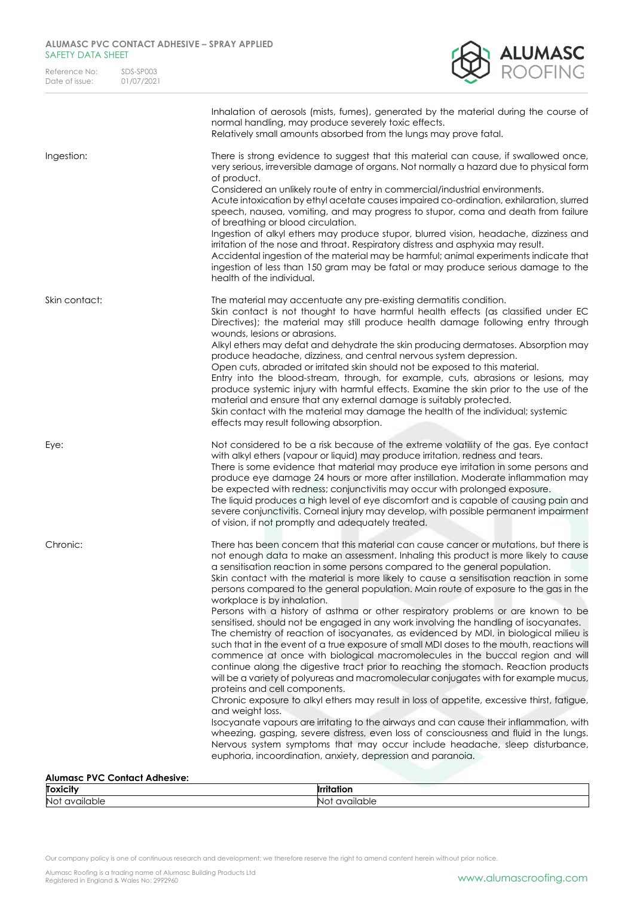Inhalation of aerosols (mists, fumes), generated by the material during the course of normal handling, may produce severely toxic effects.
Relatively small amounts absorbed from the lungs may prove fatal.

Ingestion:

There is strong evidence to suggest that this material can cause, if swallowed once, very serious, irreversible damage of organs. Not normally a hazard due to physical form of product.
Considered an unlikely route of entry in commercial/industrial environments.
Acute intoxication by ethyl acetate causes impaired co-ordination, exhilaration, slurred speech, nausea, vomiting, and may progress to stupor, coma and death from failure of breathing or blood circulation.
Ingestion of alkyl ethers may produce stupor, blurred vision, headache, dizziness and irritation of the nose and throat. Respiratory distress and asphyxia may result.
Accidental ingestion of the material may be harmful; animal experiments indicate that ingestion of less than 150 gram may be fatal or may produce serious damage to the health of the individual.

Skin contact:

The material may accentuate any pre-existing dermatitis condition.
Skin contact is not thought to have harmful health effects (as classified under EC Directives); the material may still produce health damage following entry through wounds, lesions or abrasions.
Alkyl ethers may defat and dehydrate the skin producing dermatoses. Absorption may produce headache, dizziness, and central nervous system depression.
Open cuts, abraded or irritated skin should not be exposed to this material.
Entry into the blood-stream, through, for example, cuts, abrasions or lesions, may produce systemic injury with harmful effects. Examine the skin prior to the use of the material and ensure that any external damage is suitably protected.
Skin contact with the material may damage the health of the individual; systemic effects may result following absorption.

Eye:

Not considered to be a risk because of the extreme volatility of the gas. Eye contact with alkyl ethers (vapour or liquid) may produce irritation, redness and tears.
There is some evidence that material may produce eye irritation in some persons and produce eye damage 24 hours or more after instillation. Moderate inflammation may be expected with redness; conjunctivitis may occur with prolonged exposure.
The liquid produces a high level of eye discomfort and is capable of causing pain and severe conjunctivitis. Corneal injury may develop, with possible permanent impairment of vision, if not promptly and adequately treated.

Chronic:

There has been concern that this material can cause cancer or mutations, but there is not enough data to make an assessment. Inhaling this product is more likely to cause a sensitisation reaction in some persons compared to the general population.
Skin contact with the material is more likely to cause a sensitisation reaction in some persons compared to the general population. Main route of exposure to the gas in the workplace is by inhalation.
Persons with a history of asthma or other respiratory problems or are known to be sensitised, should not be engaged in any work involving the handling of isocyanates.
The chemistry of reaction of isocyanates, as evidenced by MDI, in biological milieu is such that in the event of a true exposure of small MDI doses to the mouth, reactions will commence at once with biological macromolecules in the buccal region and will continue along the digestive tract prior to reaching the stomach. Reaction products will be a variety of polyureas and macromolecular conjugates with for example mucus, proteins and cell components.
Chronic exposure to alkyl ethers may result in loss of appetite, excessive thirst, fatigue, and weight loss.
Isocyanate vapours are irritating to the airways and can cause their inflammation, with wheezing, gasping, severe distress, even loss of consciousness and fluid in the lungs. Nervous system symptoms that may occur include headache, sleep disturbance, euphoria, incoordination, anxiety, depression and paranoia.

**Alumasc PVC Contact Adhesive:**

| Toxicity | Irritation |
|---|---|
| Not available | Not available |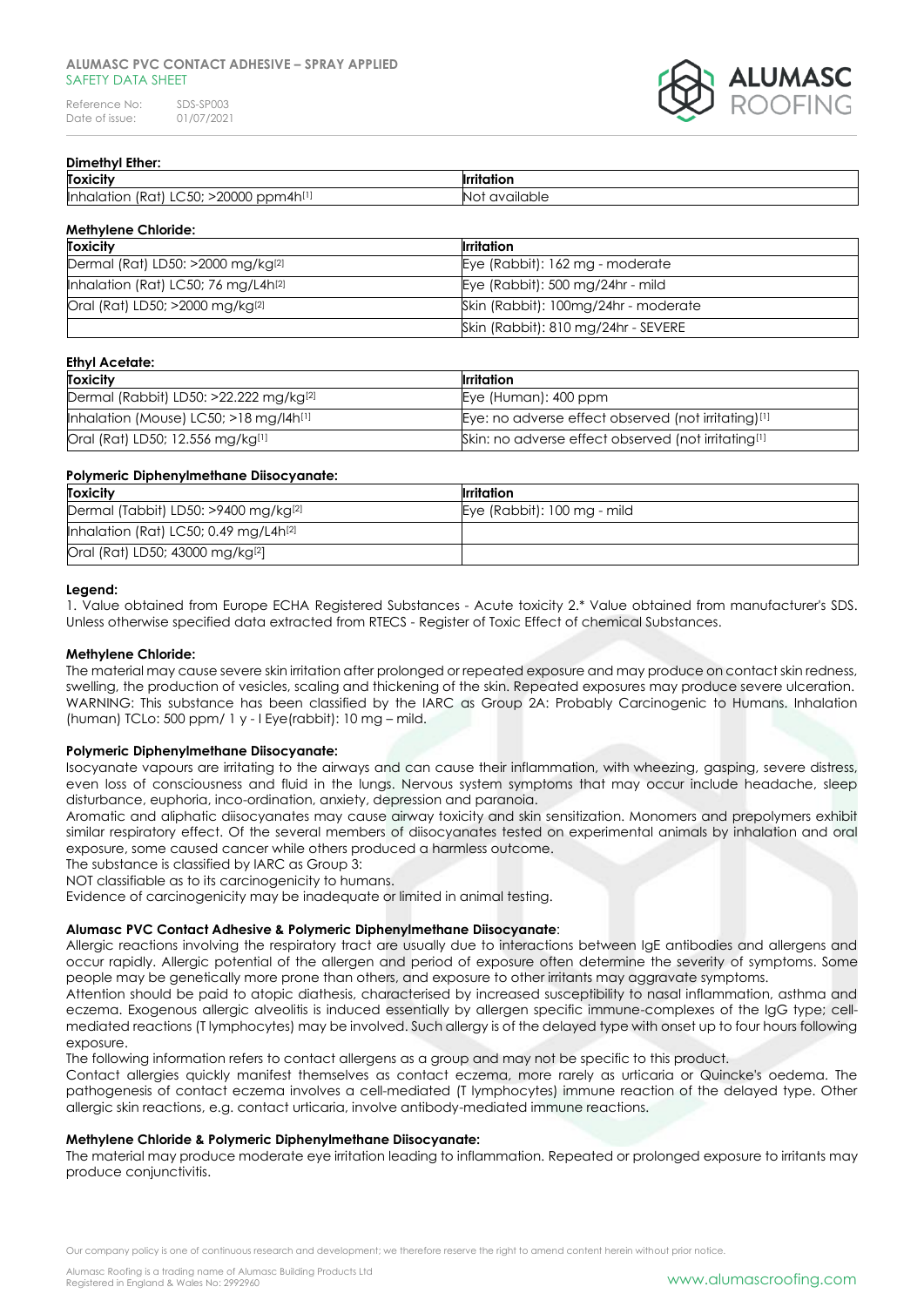**Dimethyl Ether:**

| Toxicity | Irritation |
| --- | --- |
| Inhalation (Rat) LC50; >20000 ppm4h[1] | Not available |

**Methylene Chloride:**

| Toxicity | Irritation |
| --- | --- |
| Dermal (Rat) LD50: >2000 mg/kg[2] | Eye (Rabbit): 162 mg - moderate |
| Inhalation (Rat) LC50; 76 mg/L4h[2] | Eye (Rabbit): 500 mg/24hr - mild |
| Oral (Rat) LD50; >2000 mg/kg[2] | Skin (Rabbit): 100mg/24hr - moderate |
| | Skin (Rabbit): 810 mg/24hr - SEVERE |

**Ethyl Acetate:**

| Toxicity | Irritation |
| --- | --- |
| Dermal (Rabbit) LD50: >22.222 mg/kg[2] | Eye (Human): 400 ppm |
| Inhalation (Mouse) LC50; >18 mg/l4h[1] | Eye: no adverse effect observed (not irritating)[1] |
| Oral (Rat) LD50; 12.556 mg/kg[1] | Skin: no adverse effect observed (not irritating[1] |

**Polymeric Diphenylmethane Diisocyanate:**

| Toxicity | Irritation |
| --- | --- |
| Dermal (Tabbit) LD50: >9400 mg/kg[2] | Eye (Rabbit): 100 mg - mild |
| Inhalation (Rat) LC50; 0.49 mg/L4h[2] | |
| Oral (Rat) LD50; 43000 mg/kg[2] | |

**Legend:**

1. Value obtained from Europe ECHA Registered Substances - Acute toxicity 2.* Value obtained from manufacturer's SDS. Unless otherwise specified data extracted from RTECS - Register of Toxic Effect of chemical Substances.

**Methylene Chloride:**

The material may cause severe skin irritation after prolonged or repeated exposure and may produce on contact skin redness, swelling, the production of vesicles, scaling and thickening of the skin. Repeated exposures may produce severe ulceration. WARNING: This substance has been classified by the IARC as Group 2A: Probably Carcinogenic to Humans. Inhalation (human) TCLo: 500 ppm/ 1 y - I Eye(rabbit): 10 mg – mild.

**Polymeric Diphenylmethane Diisocyanate:**

Isocyanate vapours are irritating to the airways and can cause their inflammation, with wheezing, gasping, severe distress, even loss of consciousness and fluid in the lungs. Nervous system symptoms that may occur include headache, sleep disturbance, euphoria, inco-ordination, anxiety, depression and paranoia.

Aromatic and aliphatic diisocyanates may cause airway toxicity and skin sensitization. Monomers and prepolymers exhibit similar respiratory effect. Of the several members of diisocyanates tested on experimental animals by inhalation and oral exposure, some caused cancer while others produced a harmless outcome.

The substance is classified by IARC as Group 3:

NOT classifiable as to its carcinogenicity to humans.

Evidence of carcinogenicity may be inadequate or limited in animal testing.

**Alumasc PVC Contact Adhesive & Polymeric Diphenylmethane Diisocyanate**:

Allergic reactions involving the respiratory tract are usually due to interactions between IgE antibodies and allergens and occur rapidly. Allergic potential of the allergen and period of exposure often determine the severity of symptoms. Some people may be genetically more prone than others, and exposure to other irritants may aggravate symptoms.

Attention should be paid to atopic diathesis, characterised by increased susceptibility to nasal inflammation, asthma and eczema. Exogenous allergic alveolitis is induced essentially by allergen specific immune-complexes of the IgG type; cell-mediated reactions (T lymphocytes) may be involved. Such allergy is of the delayed type with onset up to four hours following exposure.

The following information refers to contact allergens as a group and may not be specific to this product.

Contact allergies quickly manifest themselves as contact eczema, more rarely as urticaria or Quincke's oedema. The pathogenesis of contact eczema involves a cell-mediated (T lymphocytes) immune reaction of the delayed type. Other allergic skin reactions, e.g. contact urticaria, involve antibody-mediated immune reactions.

**Methylene Chloride & Polymeric Diphenylmethane Diisocyanate:**

The material may produce moderate eye irritation leading to inflammation. Repeated or prolonged exposure to irritants may produce conjunctivitis.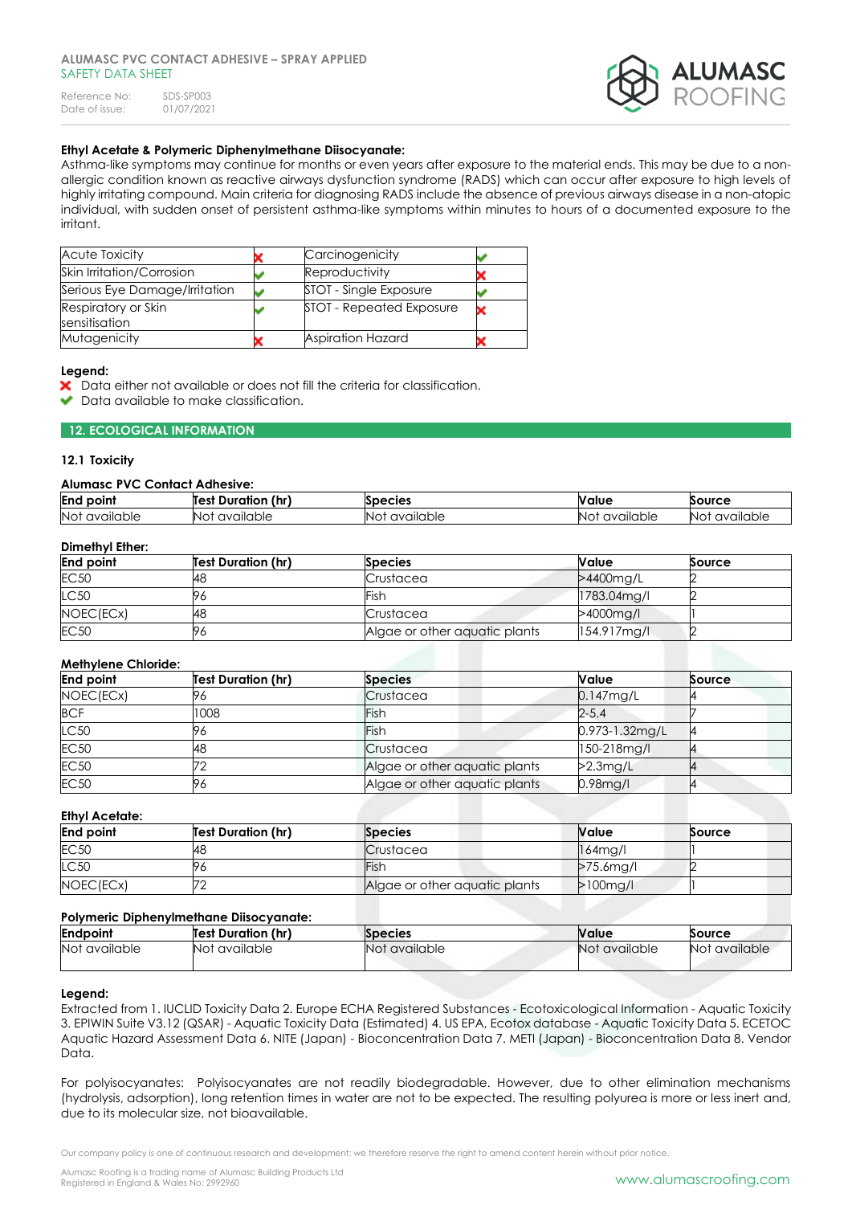**Ethyl Acetate & Polymeric Diphenylmethane Diisocyanate:**
Asthma-like symptoms may continue for months or even years after exposure to the material ends. This may be due to a non-allergic condition known as reactive airways dysfunction syndrome (RADS) which can occur after exposure to high levels of highly irritating compound. Main criteria for diagnosing RADS include the absence of previous airways disease in a non-atopic individual, with sudden onset of persistent asthma-like symptoms within minutes to hours of a documented exposure to the irritant.

| Acute Toxicity | ✗ | Carcinogenicity | ✔ |
|---|---|---|---|
| Skin Irritation/Corrosion | ✔ | Reproductivity | ✗ |
| Serious Eye Damage/Irritation | ✔ | STOT - Single Exposure | ✔ |
| Respiratory or Skin sensitisation | ✔ | STOT - Repeated Exposure | ✗ |
| Mutagenicity | ✗ | Aspiration Hazard | ✗ |

**Legend:**
✗ Data either not available or does not fill the criteria for classification.
✔ Data available to make classification.

## 12. ECOLOGICAL INFORMATION

### 12.1 Toxicity

**Alumasc PVC Contact Adhesive:**

| End point | Test Duration (hr) | Species | Value | Source |
|---|---|---|---|---|
| Not available | Not available | Not available | Not available | Not available |

**Dimethyl Ether:**

| End point | Test Duration (hr) | Species | Value | Source |
|---|---|---|---|---|
| EC50 | 48 | Crustacea | >4400mg/L | 2 |
| LC50 | 96 | Fish | 1783.04mg/l | 2 |
| NOEC(ECx) | 48 | Crustacea | >4000mg/l | 1 |
| EC50 | 96 | Algae or other aquatic plants | 154.917mg/l | 2 |

**Methylene Chloride:**

| End point | Test Duration (hr) | Species | Value | Source |
|---|---|---|---|---|
| NOEC(ECx) | 96 | Crustacea | 0.147mg/L | 4 |
| BCF | 1008 | Fish | 2-5.4 | 7 |
| LC50 | 96 | Fish | 0.973-1.32mg/L | 4 |
| EC50 | 48 | Crustacea | 150-218mg/l | 4 |
| EC50 | 72 | Algae or other aquatic plants | >2.3mg/L | 4 |
| EC50 | 96 | Algae or other aquatic plants | 0.98mg/l | 4 |

**Ethyl Acetate:**

| End point | Test Duration (hr) | Species | Value | Source |
|---|---|---|---|---|
| EC50 | 48 | Crustacea | 164mg/l | 1 |
| LC50 | 96 | Fish | >75.6mg/l | 2 |
| NOEC(ECx) | 72 | Algae or other aquatic plants | >100mg/l | 1 |

**Polymeric Diphenylmethane Diisocyanate:**

| Endpoint | Test Duration (hr) | Species | Value | Source |
|---|---|---|---|---|
| Not available | Not available | Not available | Not available | Not available |

**Legend:**
Extracted from 1. IUCLID Toxicity Data 2. Europe ECHA Registered Substances - Ecotoxicological Information - Aquatic Toxicity 3. EPIWIN Suite V3.12 (QSAR) - Aquatic Toxicity Data (Estimated) 4. US EPA, Ecotox database - Aquatic Toxicity Data 5. ECETOC Aquatic Hazard Assessment Data 6. NITE (Japan) - Bioconcentration Data 7. METI (Japan) - Bioconcentration Data 8. Vendor Data.

For polyisocyanates: Polyisocyanates are not readily biodegradable. However, due to other elimination mechanisms (hydrolysis, adsorption), long retention times in water are not to be expected. The resulting polyurea is more or less inert and, due to its molecular size, not bioavailable.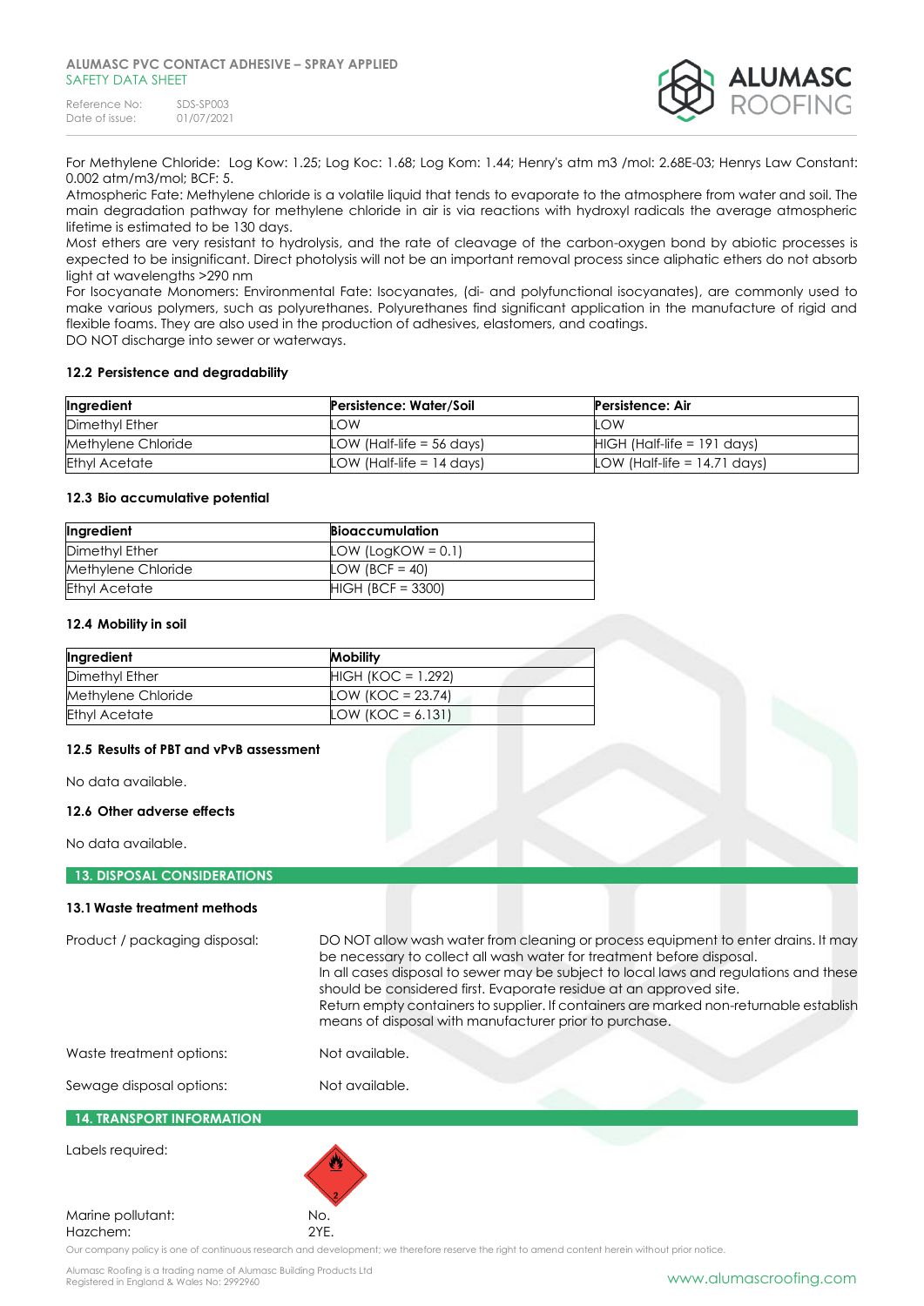For Methylene Chloride: Log Kow: 1.25; Log Koc: 1.68; Log Kom: 1.44; Henry's atm m3 /mol: 2.68E-03; Henrys Law Constant: 0.002 atm/m3/mol; BCF: 5.

Atmospheric Fate: Methylene chloride is a volatile liquid that tends to evaporate to the atmosphere from water and soil. The main degradation pathway for methylene chloride in air is via reactions with hydroxyl radicals the average atmospheric lifetime is estimated to be 130 days.

Most ethers are very resistant to hydrolysis, and the rate of cleavage of the carbon-oxygen bond by abiotic processes is expected to be insignificant. Direct photolysis will not be an important removal process since aliphatic ethers do not absorb light at wavelengths >290 nm

For Isocyanate Monomers: Environmental Fate: Isocyanates, (di- and polyfunctional isocyanates), are commonly used to make various polymers, such as polyurethanes. Polyurethanes find significant application in the manufacture of rigid and flexible foams. They are also used in the production of adhesives, elastomers, and coatings.

DO NOT discharge into sewer or waterways.

### 12.2 Persistence and degradability

| Ingredient | Persistence: Water/Soil | Persistence: Air |
|---|---|---|
| Dimethyl Ether | LOW | LOW |
| Methylene Chloride | LOW (Half-life = 56 days) | HIGH (Half-life = 191 days) |
| Ethyl Acetate | LOW (Half-life = 14 days) | LOW (Half-life = 14.71 days) |

### 12.3 Bio accumulative potential

| Ingredient | Bioaccumulation |
|---|---|
| Dimethyl Ether | LOW (LogKOW = 0.1) |
| Methylene Chloride | LOW (BCF = 40) |
| Ethyl Acetate | HIGH (BCF = 3300) |

### 12.4 Mobility in soil

| Ingredient | Mobility |
|---|---|
| Dimethyl Ether | HIGH (KOC = 1.292) |
| Methylene Chloride | LOW (KOC = 23.74) |
| Ethyl Acetate | LOW (KOC = 6.131) |

### 12.5 Results of PBT and vPvB assessment

No data available.

### 12.6 Other adverse effects

No data available.

## 13. DISPOSAL CONSIDERATIONS

### 13.1 Waste treatment methods

Product / packaging disposal: DO NOT allow wash water from cleaning or process equipment to enter drains. It may be necessary to collect all wash water for treatment before disposal.
In all cases disposal to sewer may be subject to local laws and regulations and these should be considered first. Evaporate residue at an approved site.
Return empty containers to supplier. If containers are marked non-returnable establish means of disposal with manufacturer prior to purchase.

Waste treatment options: Not available.

Sewage disposal options: Not available.

## 14. TRANSPORT INFORMATION

Labels required:

Marine pollutant: No.

Hazchem: 2YE.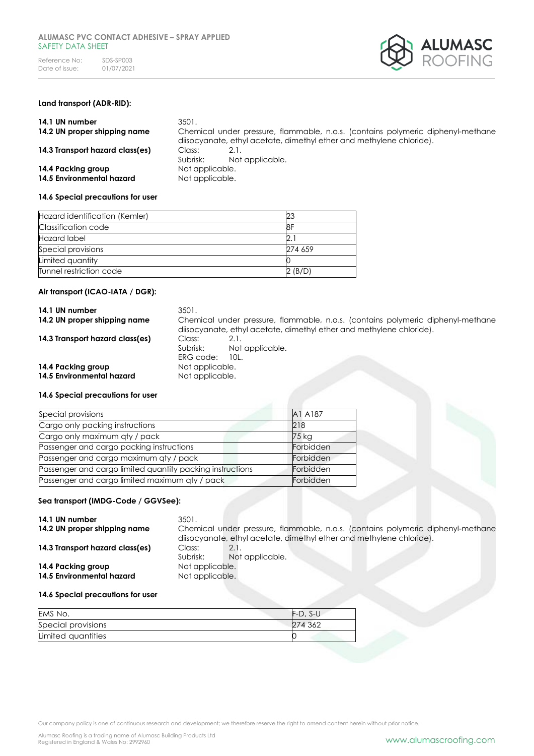**Land transport (ADR-RID):**

**14.1 UN number** 3501.

**14.2 UN proper shipping name** Chemical under pressure, flammable, n.o.s. (contains polymeric diphenyl-methane diisocyanate, ethyl acetate, dimethyl ether and methylene chloride).

**14.3 Transport hazard class(es)** Class: 2.1.
Subrisk: Not applicable.

**14.4 Packing group** Not applicable.

**14.5 Environmental hazard** Not applicable.

**14.6 Special precautions for user**

| Hazard identification (Kemler) | 23 |
|---|---|
| Classification code | 8F |
| Hazard label | 2.1 |
| Special provisions | 274 659 |
| Limited quantity | 0 |
| Tunnel restriction code | 2 (B/D) |

**Air transport (ICAO-IATA / DGR):**

**14.1 UN number** 3501.

**14.2 UN proper shipping name** Chemical under pressure, flammable, n.o.s. (contains polymeric diphenyl-methane diisocyanate, ethyl acetate, dimethyl ether and methylene chloride).

**14.3 Transport hazard class(es)** Class: 2.1.
Subrisk: Not applicable.
ERG code: 10L.

**14.4 Packing group** Not applicable.

**14.5 Environmental hazard** Not applicable.

**14.6 Special precautions for user**

| Special provisions | A1 A187 |
|---|---|
| Cargo only packing instructions | 218 |
| Cargo only maximum qty / pack | 75 kg |
| Passenger and cargo packing instructions | Forbidden |
| Passenger and cargo maximum qty / pack | Forbidden |
| Passenger and cargo limited quantity packing instructions | Forbidden |
| Passenger and cargo limited maximum qty / pack | Forbidden |

**Sea transport (IMDG-Code / GGVSee):**

**14.1 UN number** 3501.

**14.2 UN proper shipping name** Chemical under pressure, flammable, n.o.s. (contains polymeric diphenyl-methane diisocyanate, ethyl acetate, dimethyl ether and methylene chloride).

**14.3 Transport hazard class(es)** Class: 2.1.
Subrisk: Not applicable.

**14.4 Packing group** Not applicable.

**14.5 Environmental hazard** Not applicable.

**14.6 Special precautions for user**

| EMS No. | F-D, S-U |
|---|---|
| Special provisions | 274 362 |
| Limited quantities | 0 |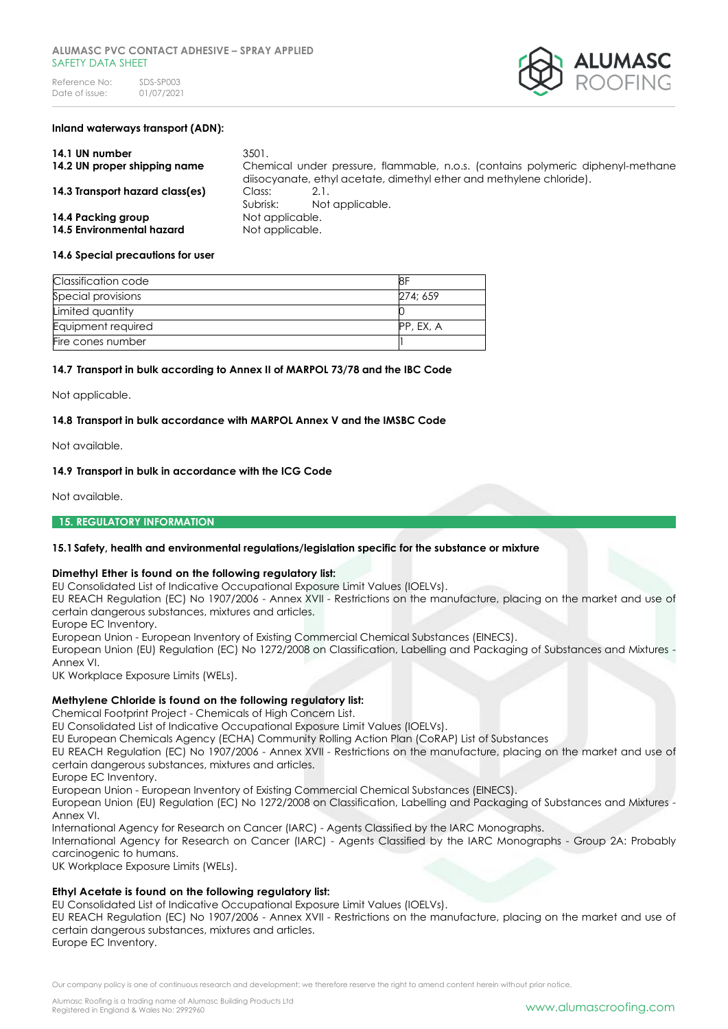**Inland waterways transport (ADN):**

**14.1 UN number** 3501.

**14.2 UN proper shipping name** Chemical under pressure, flammable, n.o.s. (contains polymeric diphenyl-methane diisocyanate, ethyl acetate, dimethyl ether and methylene chloride).

**14.3 Transport hazard class(es)** Class: 2.1.
Subrisk: Not applicable.

**14.4 Packing group** Not applicable.

**14.5 Environmental hazard** Not applicable.

**14.6 Special precautions for user**

| Classification code | 8F |
|---|---|
| Special provisions | 274; 659 |
| Limited quantity | 0 |
| Equipment required | PP, EX, A |
| Fire cones number | 1 |

**14.7 Transport in bulk according to Annex II of MARPOL 73/78 and the IBC Code**

Not applicable.

**14.8 Transport in bulk accordance with MARPOL Annex V and the IMSBC Code**

Not available.

**14.9 Transport in bulk in accordance with the ICG Code**

Not available.

## 15. REGULATORY INFORMATION

**15.1 Safety, health and environmental regulations/legislation specific for the substance or mixture**

**Dimethyl Ether is found on the following regulatory list:**
EU Consolidated List of Indicative Occupational Exposure Limit Values (IOELVs).
EU REACH Regulation (EC) No 1907/2006 - Annex XVII - Restrictions on the manufacture, placing on the market and use of certain dangerous substances, mixtures and articles.
Europe EC Inventory.
European Union - European Inventory of Existing Commercial Chemical Substances (EINECS).
European Union (EU) Regulation (EC) No 1272/2008 on Classification, Labelling and Packaging of Substances and Mixtures - Annex VI.
UK Workplace Exposure Limits (WELs).

**Methylene Chloride is found on the following regulatory list:**
Chemical Footprint Project - Chemicals of High Concern List.
EU Consolidated List of Indicative Occupational Exposure Limit Values (IOELVs).
EU European Chemicals Agency (ECHA) Community Rolling Action Plan (CoRAP) List of Substances
EU REACH Regulation (EC) No 1907/2006 - Annex XVII - Restrictions on the manufacture, placing on the market and use of certain dangerous substances, mixtures and articles.
Europe EC Inventory.
European Union - European Inventory of Existing Commercial Chemical Substances (EINECS).
European Union (EU) Regulation (EC) No 1272/2008 on Classification, Labelling and Packaging of Substances and Mixtures - Annex VI.
International Agency for Research on Cancer (IARC) - Agents Classified by the IARC Monographs.
International Agency for Research on Cancer (IARC) - Agents Classified by the IARC Monographs - Group 2A: Probably carcinogenic to humans.
UK Workplace Exposure Limits (WELs).

**Ethyl Acetate is found on the following regulatory list:**
EU Consolidated List of Indicative Occupational Exposure Limit Values (IOELVs).
EU REACH Regulation (EC) No 1907/2006 - Annex XVII - Restrictions on the manufacture, placing on the market and use of certain dangerous substances, mixtures and articles.
Europe EC Inventory.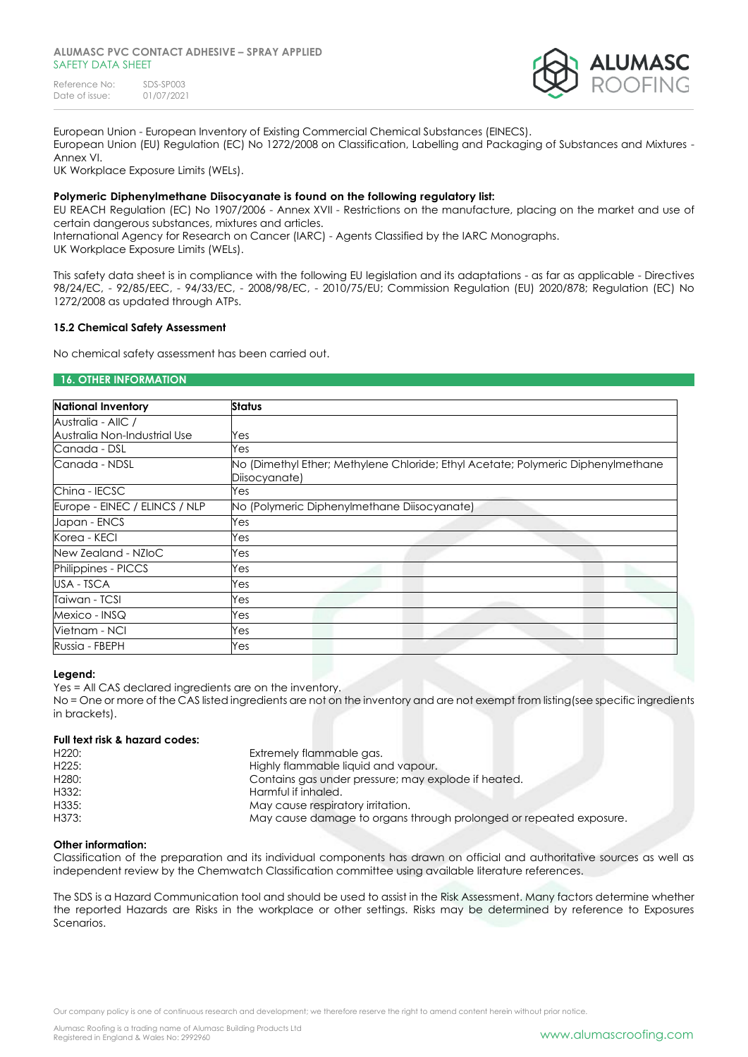European Union - European Inventory of Existing Commercial Chemical Substances (EINECS).
European Union (EU) Regulation (EC) No 1272/2008 on Classification, Labelling and Packaging of Substances and Mixtures - Annex VI.
UK Workplace Exposure Limits (WELs).

**Polymeric Diphenylmethane Diisocyanate is found on the following regulatory list:**
EU REACH Regulation (EC) No 1907/2006 - Annex XVII - Restrictions on the manufacture, placing on the market and use of certain dangerous substances, mixtures and articles.
International Agency for Research on Cancer (IARC) - Agents Classified by the IARC Monographs.
UK Workplace Exposure Limits (WELs).

This safety data sheet is in compliance with the following EU legislation and its adaptations - as far as applicable - Directives 98/24/EC, - 92/85/EEC, - 94/33/EC, - 2008/98/EC, - 2010/75/EU; Commission Regulation (EU) 2020/878; Regulation (EC) No 1272/2008 as updated through ATPs.

### 15.2 Chemical Safety Assessment

No chemical safety assessment has been carried out.

## 16. OTHER INFORMATION

| National Inventory | Status |
|---|---|
| Australia - AIIC / Australia Non-Industrial Use | Yes |
| Canada - DSL | Yes |
| Canada - NDSL | No (Dimethyl Ether; Methylene Chloride; Ethyl Acetate; Polymeric Diphenylmethane Diisocyanate) |
| China - IECSC | Yes |
| Europe - EINEC / ELINCS / NLP | No (Polymeric Diphenylmethane Diisocyanate) |
| Japan - ENCS | Yes |
| Korea - KECI | Yes |
| New Zealand - NZIoC | Yes |
| Philippines - PICCS | Yes |
| USA - TSCA | Yes |
| Taiwan - TCSI | Yes |
| Mexico - INSQ | Yes |
| Vietnam - NCI | Yes |
| Russia - FBEPH | Yes |

**Legend:**
Yes = All CAS declared ingredients are on the inventory.
No = One or more of the CAS listed ingredients are not on the inventory and are not exempt from listing(see specific ingredients in brackets).

**Full text risk & hazard codes:**

| | |
|---|---|
| H220: | Extremely flammable gas. |
| H225: | Highly flammable liquid and vapour. |
| H280: | Contains gas under pressure; may explode if heated. |
| H332: | Harmful if inhaled. |
| H335: | May cause respiratory irritation. |
| H373: | May cause damage to organs through prolonged or repeated exposure. |

**Other information:**
Classification of the preparation and its individual components has drawn on official and authoritative sources as well as independent review by the Chemwatch Classification committee using available literature references.

The SDS is a Hazard Communication tool and should be used to assist in the Risk Assessment. Many factors determine whether the reported Hazards are Risks in the workplace or other settings. Risks may be determined by reference to Exposures Scenarios.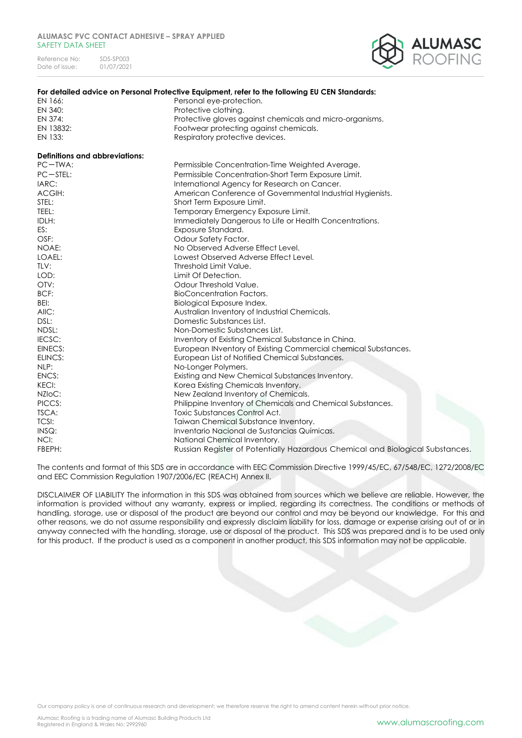**For detailed advice on Personal Protective Equipment, refer to the following EU CEN Standards:**

| | |
|---|---|
| EN 166: | Personal eye-protection. |
| EN 340: | Protective clothing. |
| EN 374: | Protective gloves against chemicals and micro-organisms. |
| EN 13832: | Footwear protecting against chemicals. |
| EN 133: | Respiratory protective devices. |

**Definitions and abbreviations:**

| | |
|---|---|
| PC—TWA: | Permissible Concentration-Time Weighted Average. |
| PC—STEL: | Permissible Concentration-Short Term Exposure Limit. |
| IARC: | International Agency for Research on Cancer. |
| ACGIH: | American Conference of Governmental Industrial Hygienists. |
| STEL: | Short Term Exposure Limit. |
| TEEL: | Temporary Emergency Exposure Limit. |
| IDLH: | Immediately Dangerous to Life or Health Concentrations. |
| ES: | Exposure Standard. |
| OSF: | Odour Safety Factor. |
| NOAE: | No Observed Adverse Effect Level. |
| LOAEL: | Lowest Observed Adverse Effect Level. |
| TLV: | Threshold Limit Value. |
| LOD: | Limit Of Detection. |
| OTV: | Odour Threshold Value. |
| BCF: | BioConcentration Factors. |
| BEI: | Biological Exposure Index. |
| AIIC: | Australian Inventory of Industrial Chemicals. |
| DSL: | Domestic Substances List. |
| NDSL: | Non-Domestic Substances List. |
| IECSC: | Inventory of Existing Chemical Substance in China. |
| EINECS: | European INventory of Existing Commercial chemical Substances. |
| ELINCS: | European List of Notified Chemical Substances. |
| NLP: | No-Longer Polymers. |
| ENCS: | Existing and New Chemical Substances Inventory. |
| KECI: | Korea Existing Chemicals Inventory. |
| NZIoC: | New Zealand Inventory of Chemicals. |
| PICCS: | Philippine Inventory of Chemicals and Chemical Substances. |
| TSCA: | Toxic Substances Control Act. |
| TCSI: | Taiwan Chemical Substance Inventory. |
| INSQ: | Inventario Nacional de Sustancias Químicas. |
| NCI: | National Chemical Inventory. |
| FBEPH: | Russian Register of Potentially Hazardous Chemical and Biological Substances. |

The contents and format of this SDS are in accordance with EEC Commission Directive 1999/45/EC, 67/548/EC, 1272/2008/EC and EEC Commission Regulation 1907/2006/EC (REACH) Annex II.

DISCLAIMER OF LIABILITY The information in this SDS was obtained from sources which we believe are reliable. However, the information is provided without any warranty, express or implied, regarding its correctness. The conditions or methods of handling, storage, use or disposal of the product are beyond our control and may be beyond our knowledge. For this and other reasons, we do not assume responsibility and expressly disclaim liability for loss, damage or expense arising out of or in anyway connected with the handling, storage, use or disposal of the product. This SDS was prepared and is to be used only for this product. If the product is used as a component in another product, this SDS information may not be applicable.